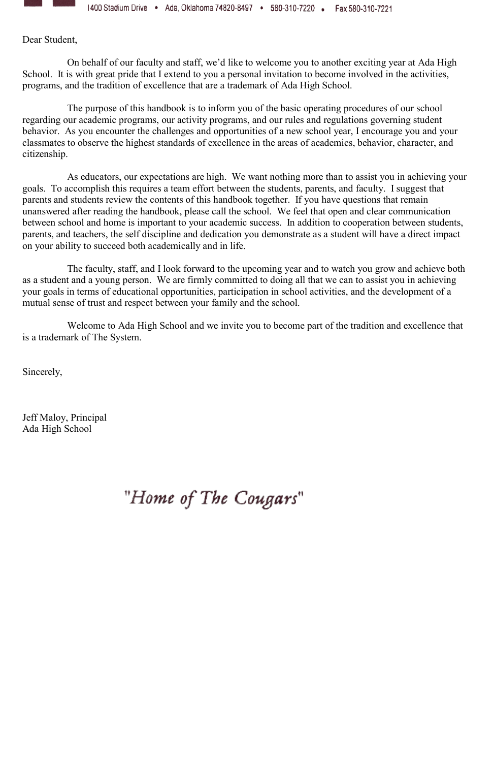1400 Stadium Drive • Ada, Oklahoma 74820-8497 • 580-310-7220 • Fax 580-310-7221

Dear Student,

On behalf of our faculty and staff, we'd like to welcome you to another exciting year at Ada High School. It is with great pride that I extend to you a personal invitation to become involved in the activities, programs, and the tradition of excellence that are a trademark of Ada High School.

The purpose of this handbook is to inform you of the basic operating procedures of our school regarding our academic programs, our activity programs, and our rules and regulations governing student behavior. As you encounter the challenges and opportunities of a new school year, I encourage you and your classmates to observe the highest standards of excellence in the areas of academics, behavior, character, and citizenship.

As educators, our expectations are high. We want nothing more than to assist you in achieving your goals. To accomplish this requires a team effort between the students, parents, and faculty. I suggest that parents and students review the contents of this handbook together. If you have questions that remain unanswered after reading the handbook, please call the school. We feel that open and clear communication between school and home is important to your academic success. In addition to cooperation between students, parents, and teachers, the self discipline and dedication you demonstrate as a student will have a direct impact on your ability to succeed both academically and in life.

The faculty, staff, and I look forward to the upcoming year and to watch you grow and achieve both as a student and a young person. We are firmly committed to doing all that we can to assist you in achieving your goals in terms of educational opportunities, participation in school activities, and the development of a mutual sense of trust and respect between your family and the school.

Welcome to Ada High School and we invite you to become part of the tradition and excellence that is a trademark of The System.

Sincerely,

Jeff Maloy, Principal
Ada High School

*"Home of The Cougars"*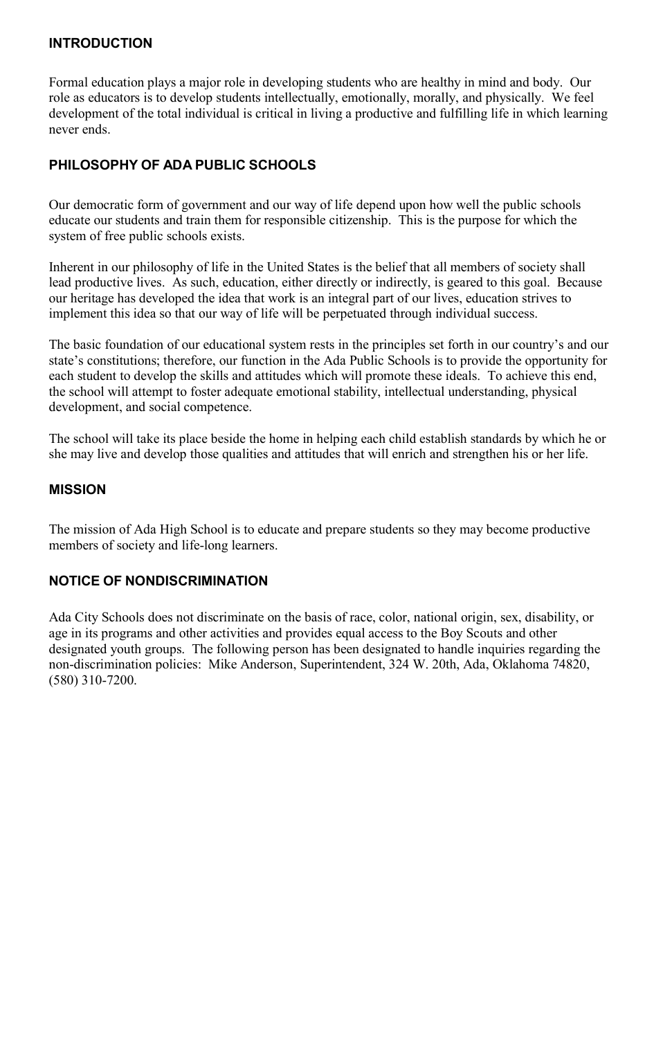## INTRODUCTION

Formal education plays a major role in developing students who are healthy in mind and body. Our role as educators is to develop students intellectually, emotionally, morally, and physically. We feel development of the total individual is critical in living a productive and fulfilling life in which learning never ends.

## PHILOSOPHY OF ADA PUBLIC SCHOOLS

Our democratic form of government and our way of life depend upon how well the public schools educate our students and train them for responsible citizenship. This is the purpose for which the system of free public schools exists.

Inherent in our philosophy of life in the United States is the belief that all members of society shall lead productive lives. As such, education, either directly or indirectly, is geared to this goal. Because our heritage has developed the idea that work is an integral part of our lives, education strives to implement this idea so that our way of life will be perpetuated through individual success.

The basic foundation of our educational system rests in the principles set forth in our country's and our state's constitutions; therefore, our function in the Ada Public Schools is to provide the opportunity for each student to develop the skills and attitudes which will promote these ideals. To achieve this end, the school will attempt to foster adequate emotional stability, intellectual understanding, physical development, and social competence.

The school will take its place beside the home in helping each child establish standards by which he or she may live and develop those qualities and attitudes that will enrich and strengthen his or her life.

## MISSION

The mission of Ada High School is to educate and prepare students so they may become productive members of society and life-long learners.

## NOTICE OF NONDISCRIMINATION

Ada City Schools does not discriminate on the basis of race, color, national origin, sex, disability, or age in its programs and other activities and provides equal access to the Boy Scouts and other designated youth groups. The following person has been designated to handle inquiries regarding the non-discrimination policies: Mike Anderson, Superintendent, 324 W. 20th, Ada, Oklahoma 74820, (580) 310-7200.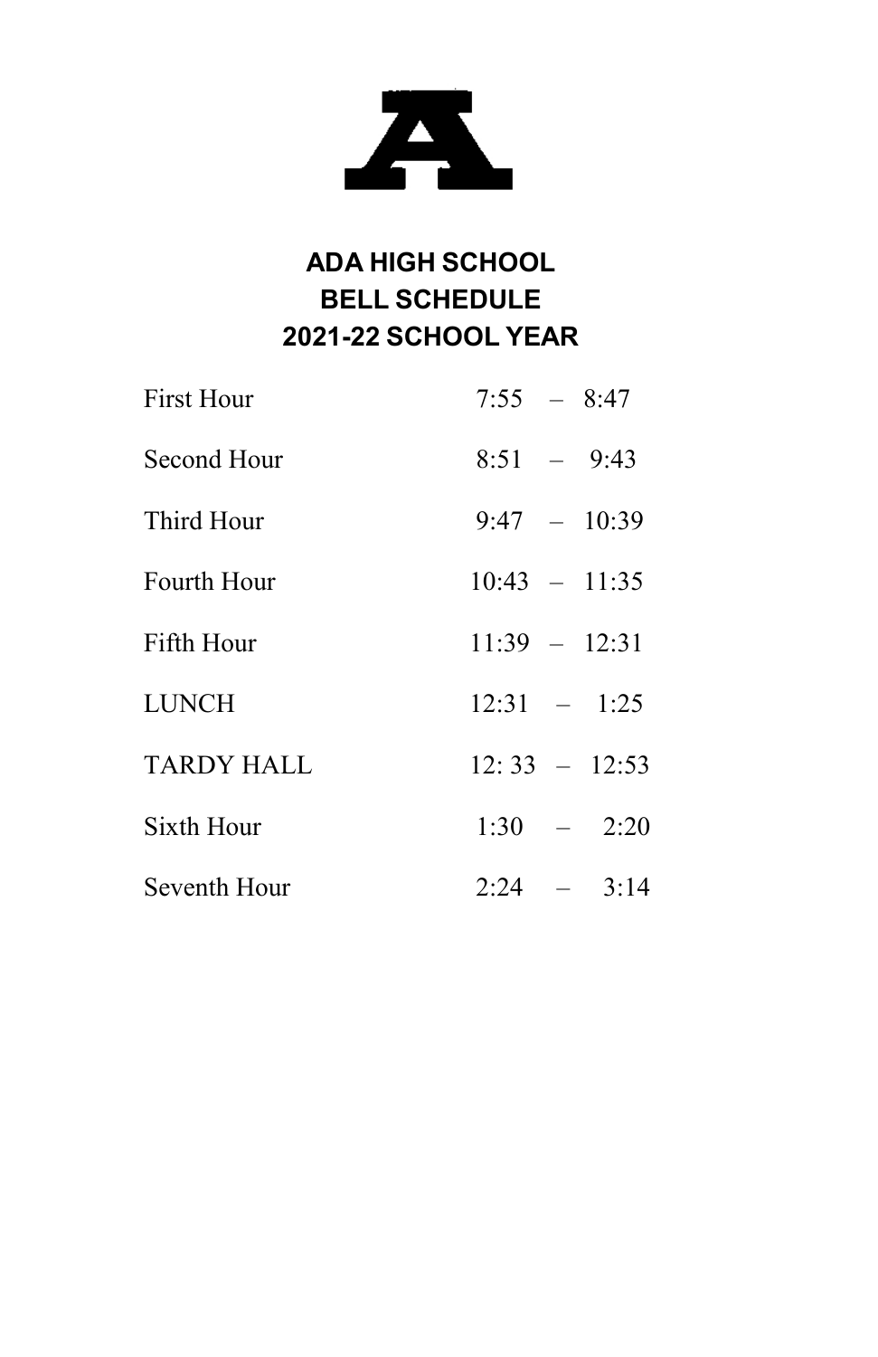# ADA HIGH SCHOOL
# BELL SCHEDULE
# 2021-22 SCHOOL YEAR

| | |
|---|---|
| First Hour | 7:55 – 8:47 |
| Second Hour | 8:51 – 9:43 |
| Third Hour | 9:47 – 10:39 |
| Fourth Hour | 10:43 – 11:35 |
| Fifth Hour | 11:39 – 12:31 |
| LUNCH | 12:31 – 1:25 |
| TARDY HALL | 12: 33 – 12:53 |
| Sixth Hour | 1:30 – 2:20 |
| Seventh Hour | 2:24 – 3:14 |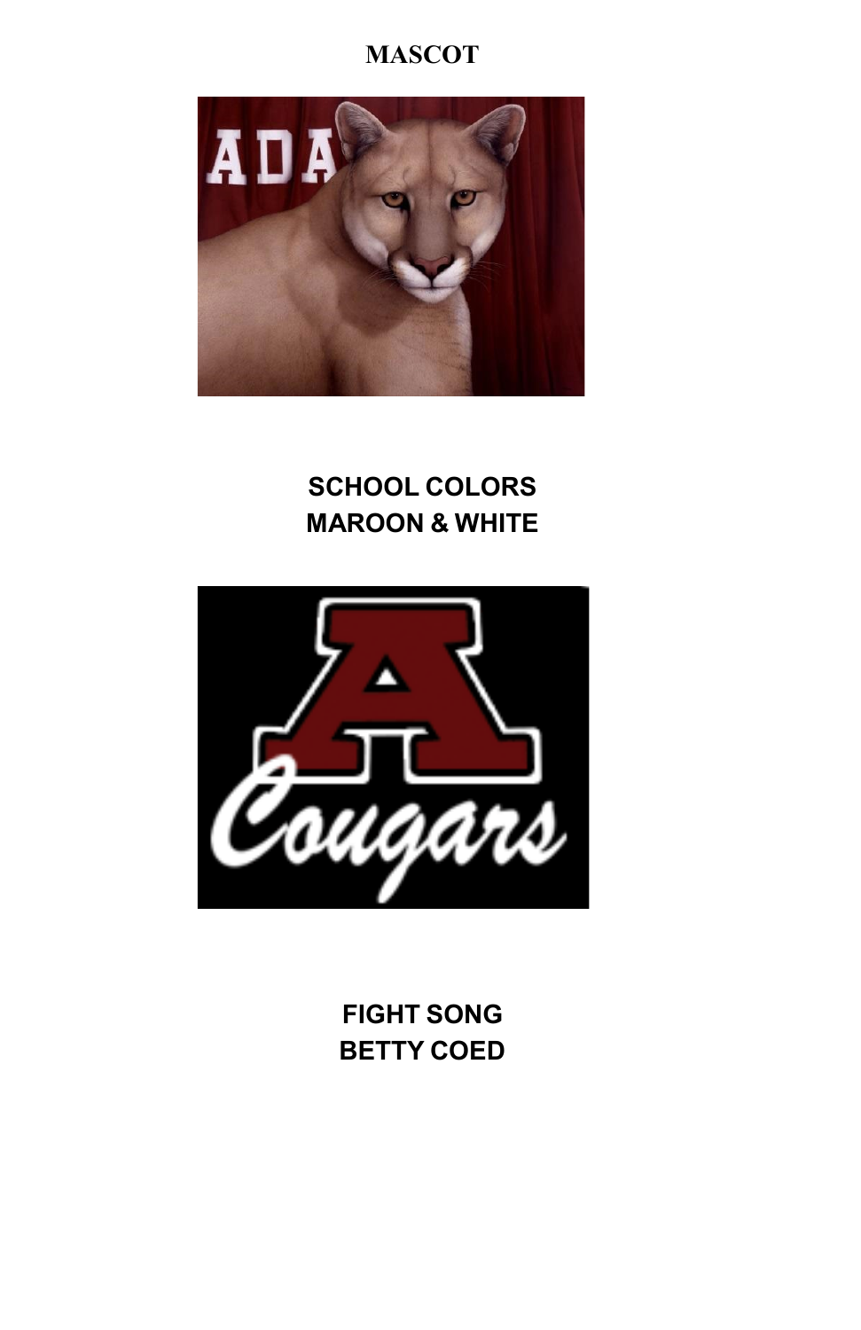# MASCOT

## SCHOOL COLORS
## MAROON & WHITE

## FIGHT SONG
## BETTY COED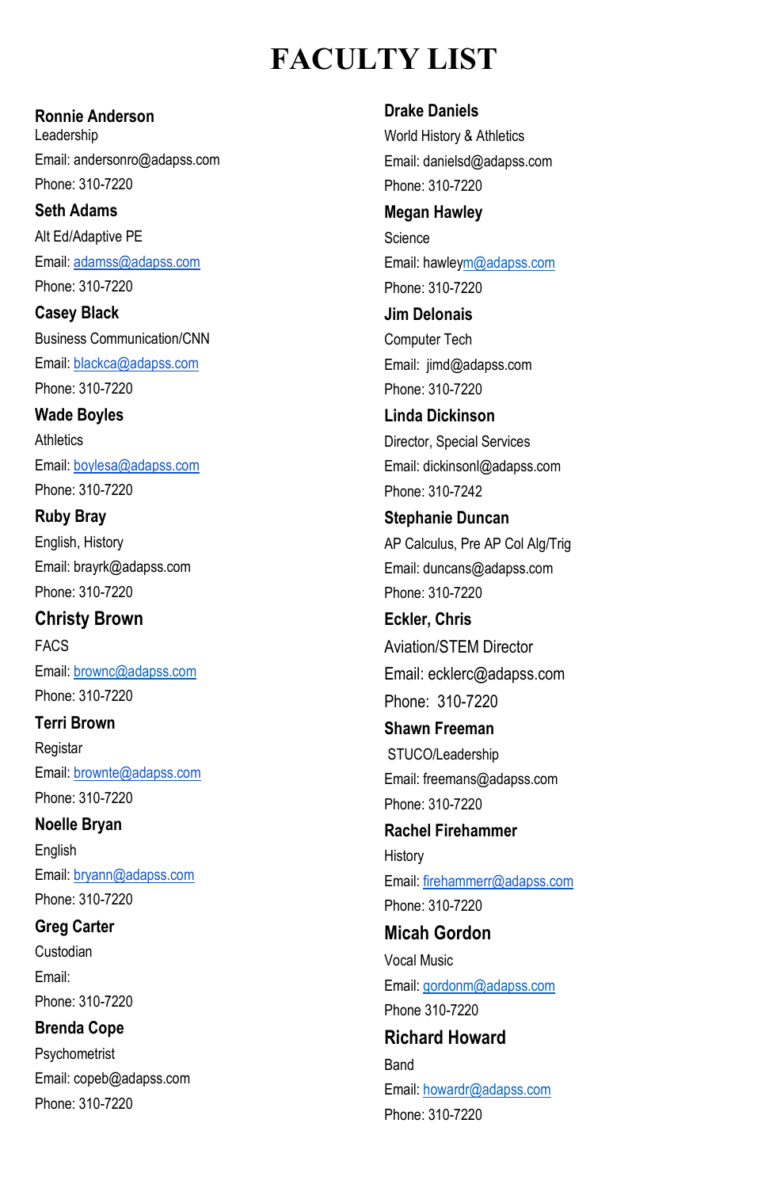# FACULTY LIST

**Ronnie Anderson**
Leadership
Email: andersonro@adapss.com
Phone: 310-7220

**Seth Adams**
Alt Ed/Adaptive PE
Email: adamss@adapss.com
Phone: 310-7220

**Casey Black**
Business Communication/CNN
Email: blackca@adapss.com
Phone: 310-7220

**Wade Boyles**
Athletics
Email: boylesa@adapss.com
Phone: 310-7220

**Ruby Bray**
English, History
Email: brayrk@adapss.com
Phone: 310-7220

**Christy Brown**
FACS
Email: brownc@adapss.com
Phone: 310-7220

**Terri Brown**
Registar
Email: brownte@adapss.com
Phone: 310-7220

**Noelle Bryan**
English
Email: bryann@adapss.com
Phone: 310-7220

**Greg Carter**
Custodian
Email:
Phone: 310-7220

**Brenda Cope**
Psychometrist
Email: copeb@adapss.com
Phone: 310-7220

**Drake Daniels**
World History & Athletics
Email: danielsd@adapss.com
Phone: 310-7220

**Megan Hawley**
Science
Email: hawleym@adapss.com
Phone: 310-7220

**Jim Delonais**
Computer Tech
Email: jimd@adapss.com
Phone: 310-7220

**Linda Dickinson**
Director, Special Services
Email: dickinsonl@adapss.com
Phone: 310-7242

**Stephanie Duncan**
AP Calculus, Pre AP Col Alg/Trig
Email: duncans@adapss.com
Phone: 310-7220

**Eckler, Chris**
Aviation/STEM Director
Email: ecklerc@adapss.com
Phone: 310-7220

**Shawn Freeman**
STUCO/Leadership
Email: freemans@adapss.com
Phone: 310-7220

**Rachel Firehammer**
History
Email: firehammerr@adapss.com
Phone: 310-7220

**Micah Gordon**
Vocal Music
Email: gordonm@adapss.com
Phone 310-7220

**Richard Howard**
Band
Email: howardr@adapss.com
Phone: 310-7220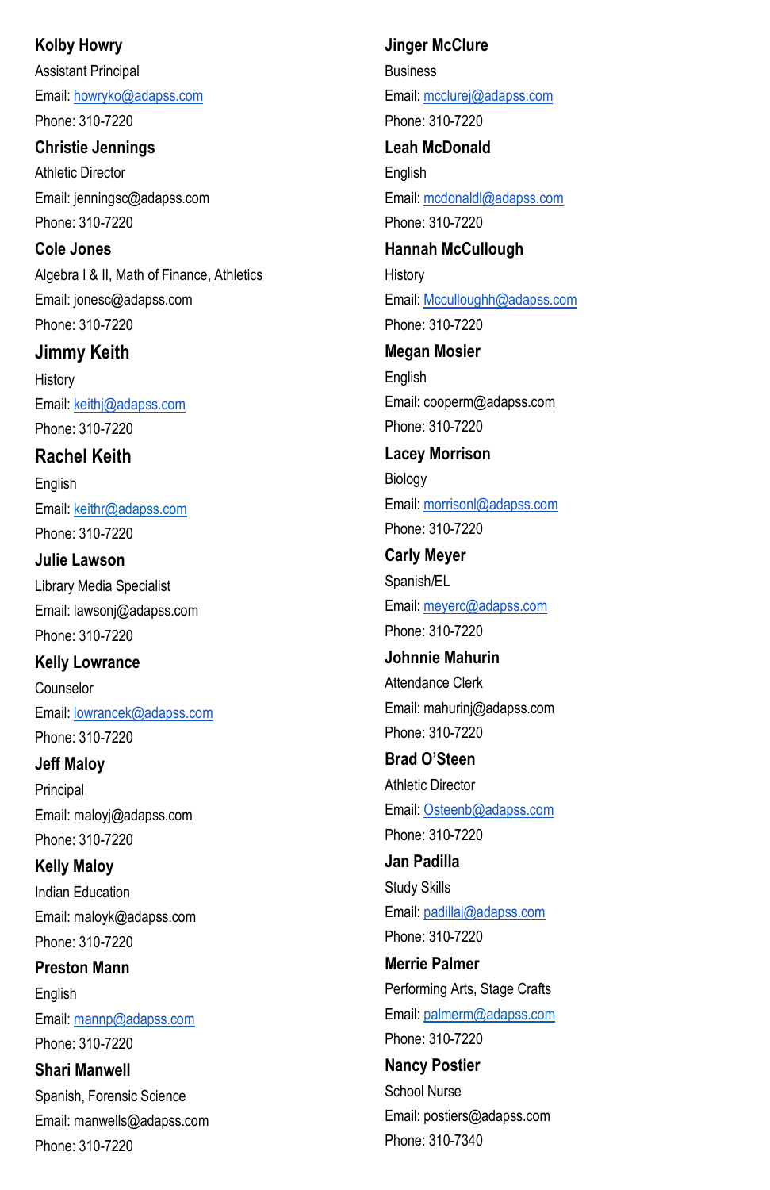**Kolby Howry**

Assistant Principal

Email: howryko@adapss.com

Phone: 310-7220

**Christie Jennings**

Athletic Director

Email: jenningsc@adapss.com

Phone: 310-7220

**Cole Jones**

Algebra I & II, Math of Finance, Athletics

Email: jonesc@adapss.com

Phone: 310-7220

**Jimmy Keith**

History

Email: keithj@adapss.com

Phone: 310-7220

**Rachel Keith**

English

Email: keithr@adapss.com

Phone: 310-7220

**Julie Lawson**

Library Media Specialist

Email: lawsonj@adapss.com

Phone: 310-7220

**Kelly Lowrance**

Counselor

Email: lowrancek@adapss.com

Phone: 310-7220

**Jeff Maloy**

Principal

Email: maloyj@adapss.com

Phone: 310-7220

**Kelly Maloy**

Indian Education

Email: maloyk@adapss.com

Phone: 310-7220

**Preston Mann**

English

Email: mannp@adapss.com

Phone: 310-7220

**Shari Manwell**

Spanish, Forensic Science

Email: manwells@adapss.com

Phone: 310-7220

**Jinger McClure**

Business

Email: mcclurej@adapss.com

Phone: 310-7220

**Leah McDonald**

English

Email: mcdonaldl@adapss.com

Phone: 310-7220

**Hannah McCullough**

History

Email: Mccullough@adapss.com

Phone: 310-7220

**Megan Mosier**

English

Email: cooperm@adapss.com

Phone: 310-7220

**Lacey Morrison**

Biology

Email: morrisonl@adapss.com

Phone: 310-7220

**Carly Meyer**

Spanish/EL

Email: meyerc@adapss.com

Phone: 310-7220

**Johnnie Mahurin**

Attendance Clerk

Email: mahurinj@adapss.com

Phone: 310-7220

**Brad O'Steen**

Athletic Director

Email: Osteenb@adapss.com

Phone: 310-7220

**Jan Padilla**

Study Skills

Email: padillaj@adapss.com

Phone: 310-7220

**Merrie Palmer**

Performing Arts, Stage Crafts

Email: palmerm@adapss.com

Phone: 310-7220

**Nancy Postier**

School Nurse

Email: postiers@adapss.com

Phone: 310-7340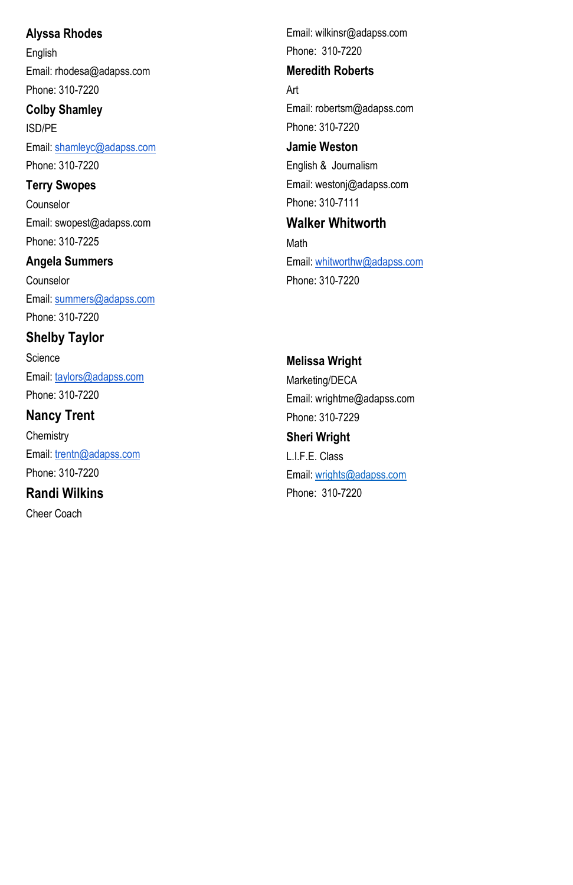**Alyssa Rhodes**

English

Email: rhodesa@adapss.com

Phone: 310-7220

**Colby Shamley**

ISD/PE

Email: shamleyc@adapss.com

Phone: 310-7220

**Terry Swopes**

Counselor

Email: swopest@adapss.com

Phone: 310-7225

**Angela Summers**

Counselor

Email: summers@adapss.com

Phone: 310-7220

**Shelby Taylor**

Science

Email: taylors@adapss.com

Phone: 310-7220

**Nancy Trent**

Chemistry

Email: trentn@adapss.com

Phone: 310-7220

**Randi Wilkins**

Cheer Coach

Email: wilkinsr@adapss.com

Phone: 310-7220

**Meredith Roberts**

Art

Email: robertsm@adapss.com

Phone: 310-7220

**Jamie Weston**

English & Journalism

Email: westonj@adapss.com

Phone: 310-7111

**Walker Whitworth**

Math

Email: whitworthw@adapss.com

Phone: 310-7220

**Melissa Wright**

Marketing/DECA

Email: wrightme@adapss.com

Phone: 310-7229

**Sheri Wright**

L.I.F.E. Class

Email: wrights@adapss.com

Phone: 310-7220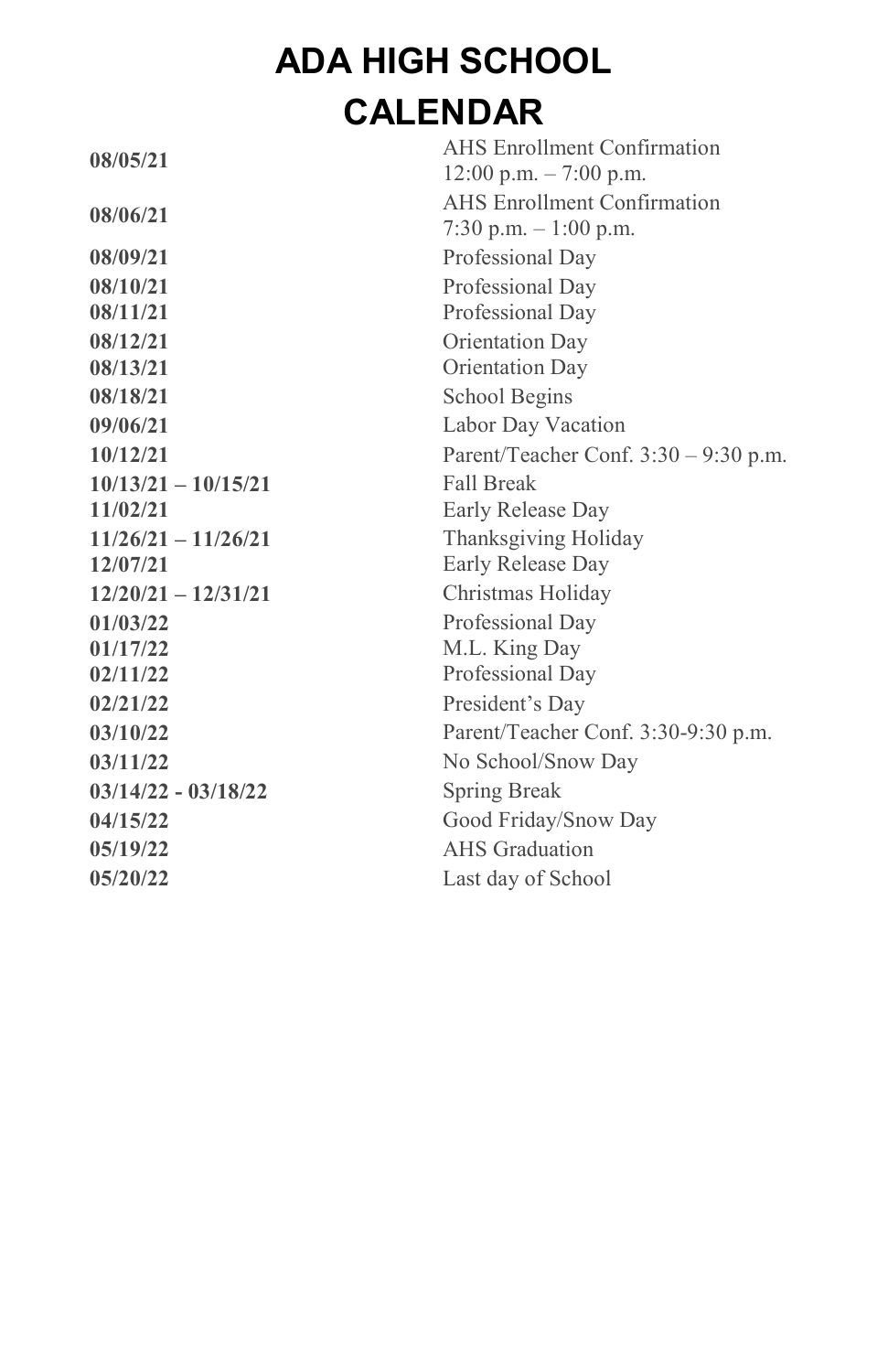# ADA HIGH SCHOOL CALENDAR

| | |
|---|---|
| **08/05/21** | AHS Enrollment Confirmation 12:00 p.m. – 7:00 p.m. |
| **08/06/21** | AHS Enrollment Confirmation 7:30 p.m. – 1:00 p.m. |
| **08/09/21** | Professional Day |
| **08/10/21** | Professional Day |
| **08/11/21** | Professional Day |
| **08/12/21** | Orientation Day |
| **08/13/21** | Orientation Day |
| **08/18/21** | School Begins |
| **09/06/21** | Labor Day Vacation |
| **10/12/21** | Parent/Teacher Conf. 3:30 – 9:30 p.m. |
| **10/13/21 – 10/15/21** | Fall Break |
| **11/02/21** | Early Release Day |
| **11/26/21 – 11/26/21** | Thanksgiving Holiday |
| **12/07/21** | Early Release Day |
| **12/20/21 – 12/31/21** | Christmas Holiday |
| **01/03/22** | Professional Day |
| **01/17/22** | M.L. King Day |
| **02/11/22** | Professional Day |
| **02/21/22** | President's Day |
| **03/10/22** | Parent/Teacher Conf. 3:30-9:30 p.m. |
| **03/11/22** | No School/Snow Day |
| **03/14/22 - 03/18/22** | Spring Break |
| **04/15/22** | Good Friday/Snow Day |
| **05/19/22** | AHS Graduation |
| **05/20/22** | Last day of School |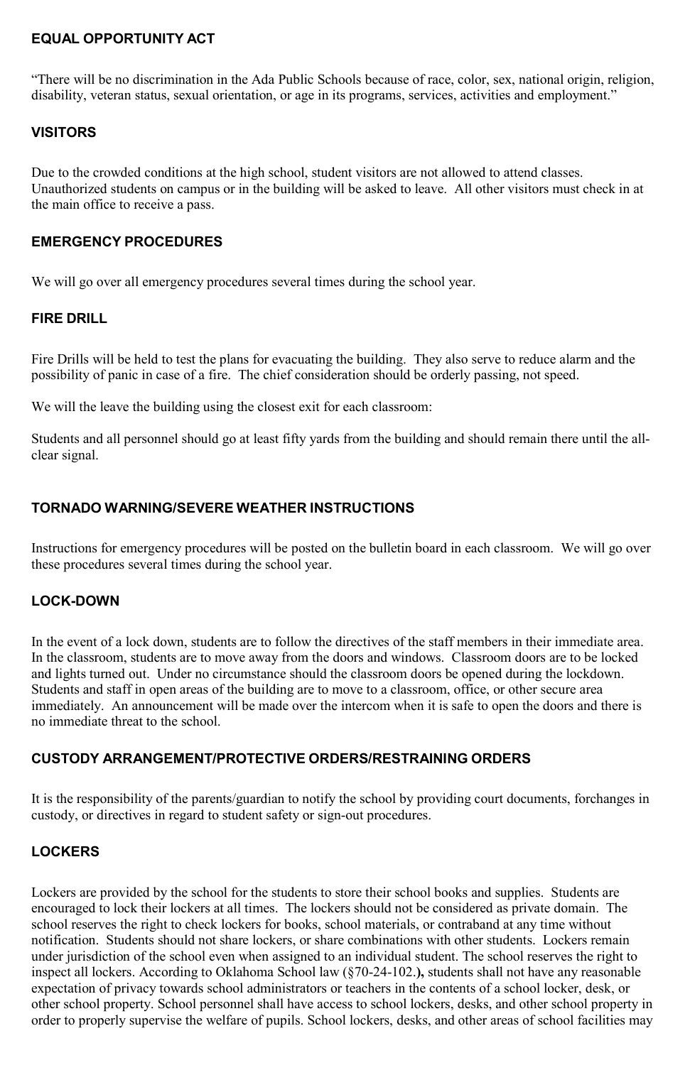## EQUAL OPPORTUNITY ACT

"There will be no discrimination in the Ada Public Schools because of race, color, sex, national origin, religion, disability, veteran status, sexual orientation, or age in its programs, services, activities and employment."

## VISITORS

Due to the crowded conditions at the high school, student visitors are not allowed to attend classes. Unauthorized students on campus or in the building will be asked to leave. All other visitors must check in at the main office to receive a pass.

## EMERGENCY PROCEDURES

We will go over all emergency procedures several times during the school year.

## FIRE DRILL

Fire Drills will be held to test the plans for evacuating the building. They also serve to reduce alarm and the possibility of panic in case of a fire. The chief consideration should be orderly passing, not speed.

We will the leave the building using the closest exit for each classroom:

Students and all personnel should go at least fifty yards from the building and should remain there until the all-clear signal.

## TORNADO WARNING/SEVERE WEATHER INSTRUCTIONS

Instructions for emergency procedures will be posted on the bulletin board in each classroom. We will go over these procedures several times during the school year.

## LOCK-DOWN

In the event of a lock down, students are to follow the directives of the staff members in their immediate area. In the classroom, students are to move away from the doors and windows. Classroom doors are to be locked and lights turned out. Under no circumstance should the classroom doors be opened during the lockdown. Students and staff in open areas of the building are to move to a classroom, office, or other secure area immediately. An announcement will be made over the intercom when it is safe to open the doors and there is no immediate threat to the school.

## CUSTODY ARRANGEMENT/PROTECTIVE ORDERS/RESTRAINING ORDERS

It is the responsibility of the parents/guardian to notify the school by providing court documents, forchanges in custody, or directives in regard to student safety or sign-out procedures.

## LOCKERS

Lockers are provided by the school for the students to store their school books and supplies. Students are encouraged to lock their lockers at all times. The lockers should not be considered as private domain. The school reserves the right to check lockers for books, school materials, or contraband at any time without notification. Students should not share lockers, or share combinations with other students. Lockers remain under jurisdiction of the school even when assigned to an individual student. The school reserves the right to inspect all lockers. According to Oklahoma School law (§70-24-102.**),** students shall not have any reasonable expectation of privacy towards school administrators or teachers in the contents of a school locker, desk, or other school property. School personnel shall have access to school lockers, desks, and other school property in order to properly supervise the welfare of pupils. School lockers, desks, and other areas of school facilities may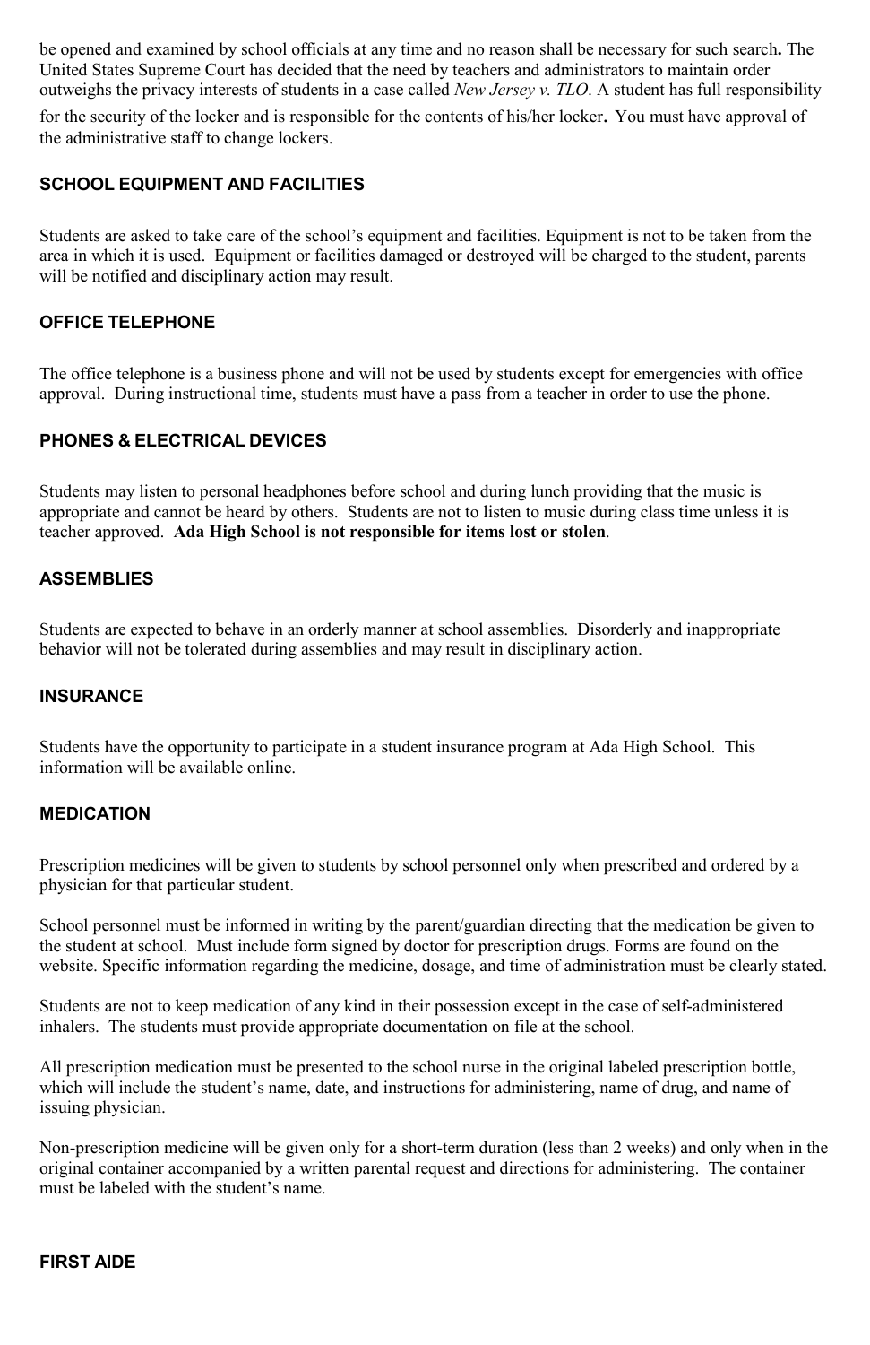be opened and examined by school officials at any time and no reason shall be necessary for such search**.** The United States Supreme Court has decided that the need by teachers and administrators to maintain order outweighs the privacy interests of students in a case called *New Jersey v. TLO*. A student has full responsibility for the security of the locker and is responsible for the contents of his/her locker**.** You must have approval of the administrative staff to change lockers.

### SCHOOL EQUIPMENT AND FACILITIES

Students are asked to take care of the school's equipment and facilities. Equipment is not to be taken from the area in which it is used. Equipment or facilities damaged or destroyed will be charged to the student, parents will be notified and disciplinary action may result.

### OFFICE TELEPHONE

The office telephone is a business phone and will not be used by students except for emergencies with office approval. During instructional time, students must have a pass from a teacher in order to use the phone.

### PHONES & ELECTRICAL DEVICES

Students may listen to personal headphones before school and during lunch providing that the music is appropriate and cannot be heard by others. Students are not to listen to music during class time unless it is teacher approved. **Ada High School is not responsible for items lost or stolen**.

### ASSEMBLIES

Students are expected to behave in an orderly manner at school assemblies. Disorderly and inappropriate behavior will not be tolerated during assemblies and may result in disciplinary action.

### INSURANCE

Students have the opportunity to participate in a student insurance program at Ada High School. This information will be available online.

### MEDICATION

Prescription medicines will be given to students by school personnel only when prescribed and ordered by a physician for that particular student.

School personnel must be informed in writing by the parent/guardian directing that the medication be given to the student at school. Must include form signed by doctor for prescription drugs. Forms are found on the website. Specific information regarding the medicine, dosage, and time of administration must be clearly stated.

Students are not to keep medication of any kind in their possession except in the case of self-administered inhalers. The students must provide appropriate documentation on file at the school.

All prescription medication must be presented to the school nurse in the original labeled prescription bottle, which will include the student's name, date, and instructions for administering, name of drug, and name of issuing physician.

Non-prescription medicine will be given only for a short-term duration (less than 2 weeks) and only when in the original container accompanied by a written parental request and directions for administering. The container must be labeled with the student's name.

### FIRST AIDE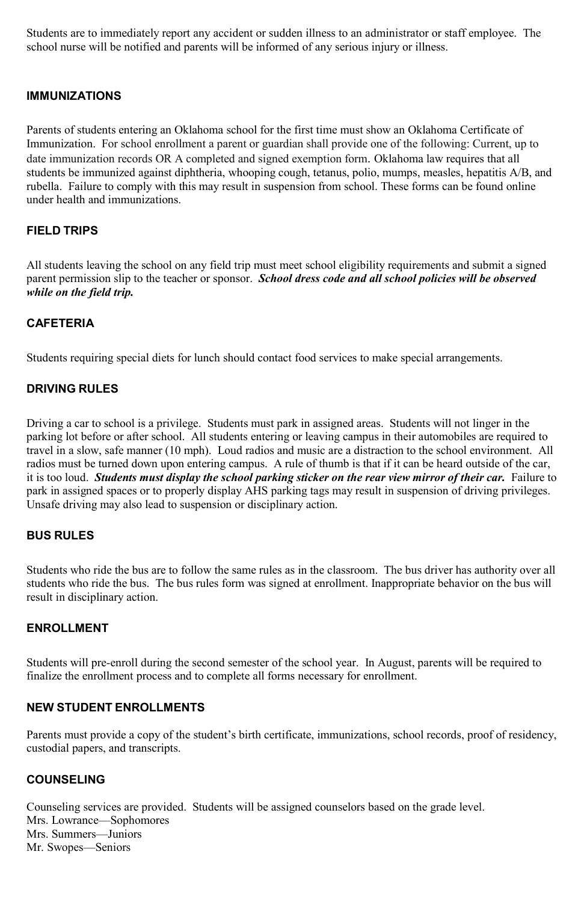Students are to immediately report any accident or sudden illness to an administrator or staff employee. The school nurse will be notified and parents will be informed of any serious injury or illness.

## IMMUNIZATIONS

Parents of students entering an Oklahoma school for the first time must show an Oklahoma Certificate of Immunization. For school enrollment a parent or guardian shall provide one of the following: Current, up to date immunization records OR A completed and signed exemption form. Oklahoma law requires that all students be immunized against diphtheria, whooping cough, tetanus, polio, mumps, measles, hepatitis A/B, and rubella. Failure to comply with this may result in suspension from school. These forms can be found online under health and immunizations.

## FIELD TRIPS

All students leaving the school on any field trip must meet school eligibility requirements and submit a signed parent permission slip to the teacher or sponsor. ***School dress code and all school policies will be observed while on the field trip.***

## CAFETERIA

Students requiring special diets for lunch should contact food services to make special arrangements.

## DRIVING RULES

Driving a car to school is a privilege. Students must park in assigned areas. Students will not linger in the parking lot before or after school. All students entering or leaving campus in their automobiles are required to travel in a slow, safe manner (10 mph). Loud radios and music are a distraction to the school environment. All radios must be turned down upon entering campus. A rule of thumb is that if it can be heard outside of the car, it is too loud. ***Students must display the school parking sticker on the rear view mirror of their car.*** Failure to park in assigned spaces or to properly display AHS parking tags may result in suspension of driving privileges. Unsafe driving may also lead to suspension or disciplinary action.

## BUS RULES

Students who ride the bus are to follow the same rules as in the classroom. The bus driver has authority over all students who ride the bus. The bus rules form was signed at enrollment. Inappropriate behavior on the bus will result in disciplinary action.

## ENROLLMENT

Students will pre-enroll during the second semester of the school year. In August, parents will be required to finalize the enrollment process and to complete all forms necessary for enrollment.

## NEW STUDENT ENROLLMENTS

Parents must provide a copy of the student's birth certificate, immunizations, school records, proof of residency, custodial papers, and transcripts.

## COUNSELING

Counseling services are provided. Students will be assigned counselors based on the grade level.
Mrs. Lowrance—Sophomores
Mrs. Summers—Juniors
Mr. Swopes—Seniors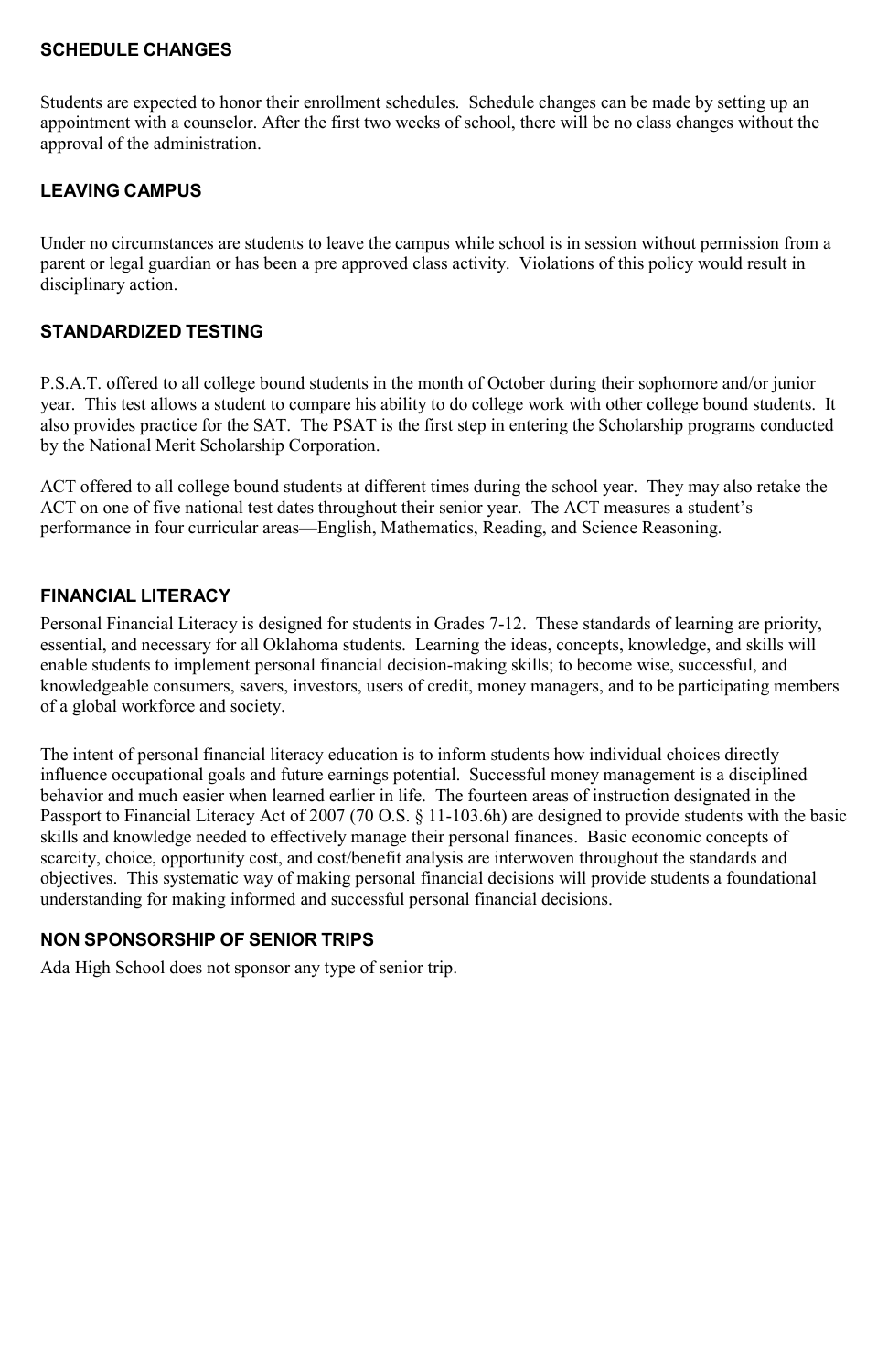## SCHEDULE CHANGES

Students are expected to honor their enrollment schedules. Schedule changes can be made by setting up an appointment with a counselor. After the first two weeks of school, there will be no class changes without the approval of the administration.

## LEAVING CAMPUS

Under no circumstances are students to leave the campus while school is in session without permission from a parent or legal guardian or has been a pre approved class activity. Violations of this policy would result in disciplinary action.

## STANDARDIZED TESTING

P.S.A.T. offered to all college bound students in the month of October during their sophomore and/or junior year. This test allows a student to compare his ability to do college work with other college bound students. It also provides practice for the SAT. The PSAT is the first step in entering the Scholarship programs conducted by the National Merit Scholarship Corporation.

ACT offered to all college bound students at different times during the school year. They may also retake the ACT on one of five national test dates throughout their senior year. The ACT measures a student's performance in four curricular areas—English, Mathematics, Reading, and Science Reasoning.

## FINANCIAL LITERACY

Personal Financial Literacy is designed for students in Grades 7-12. These standards of learning are priority, essential, and necessary for all Oklahoma students. Learning the ideas, concepts, knowledge, and skills will enable students to implement personal financial decision-making skills; to become wise, successful, and knowledgeable consumers, savers, investors, users of credit, money managers, and to be participating members of a global workforce and society.

The intent of personal financial literacy education is to inform students how individual choices directly influence occupational goals and future earnings potential. Successful money management is a disciplined behavior and much easier when learned earlier in life. The fourteen areas of instruction designated in the Passport to Financial Literacy Act of 2007 (70 O.S. § 11-103.6h) are designed to provide students with the basic skills and knowledge needed to effectively manage their personal finances. Basic economic concepts of scarcity, choice, opportunity cost, and cost/benefit analysis are interwoven throughout the standards and objectives. This systematic way of making personal financial decisions will provide students a foundational understanding for making informed and successful personal financial decisions.

## NON SPONSORSHIP OF SENIOR TRIPS

Ada High School does not sponsor any type of senior trip.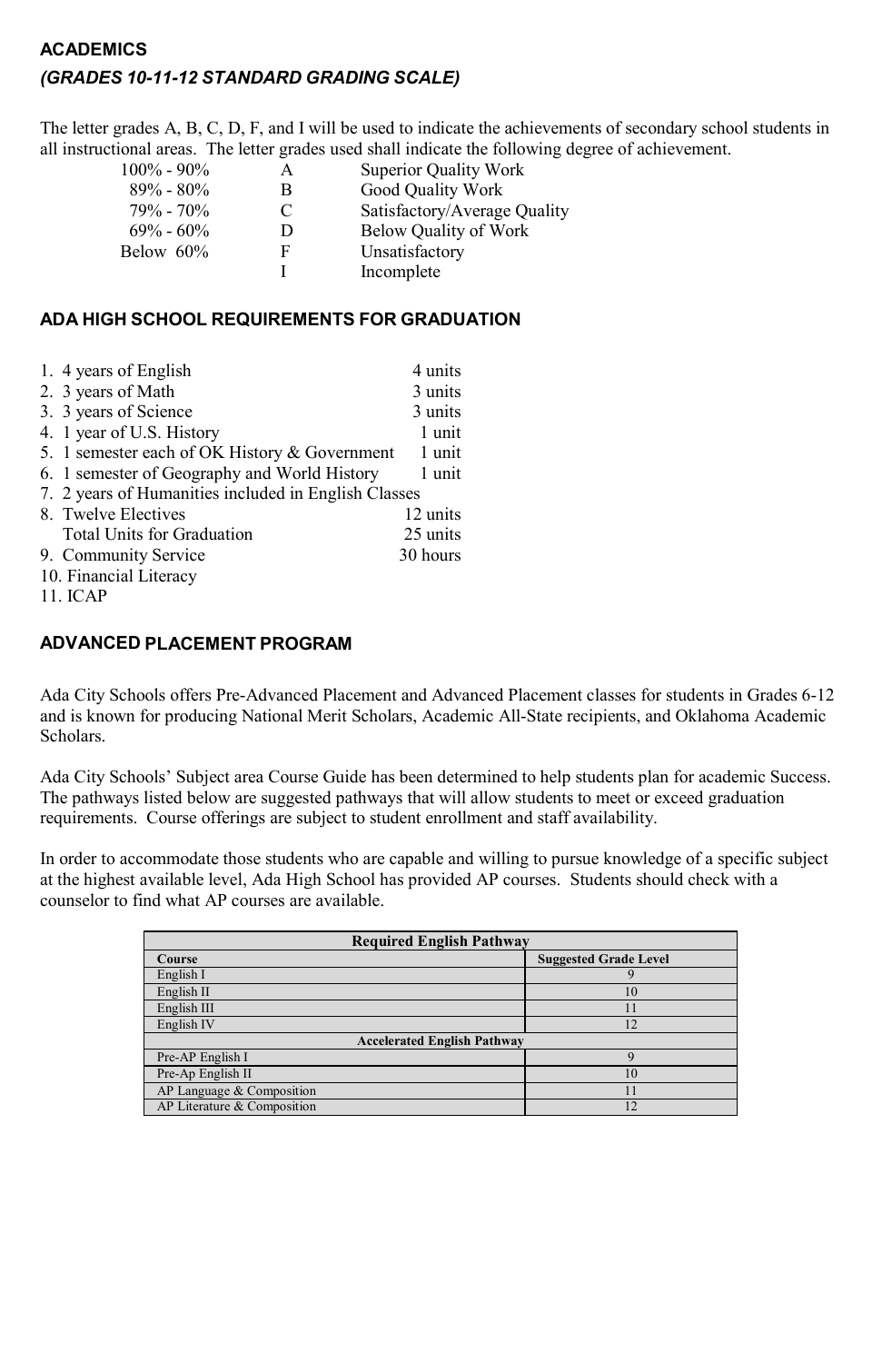## ACADEMICS

### *(GRADES 10-11-12 STANDARD GRADING SCALE)*

The letter grades A, B, C, D, F, and I will be used to indicate the achievements of secondary school students in all instructional areas. The letter grades used shall indicate the following degree of achievement.

| | | |
|---|---|---|
| 100% - 90% | A | Superior Quality Work |
| 89% - 80% | B | Good Quality Work |
| 79% - 70% | C | Satisfactory/Average Quality |
| 69% - 60% | D | Below Quality of Work |
| Below 60% | F | Unsatisfactory |
| | I | Incomplete |

## ADA HIGH SCHOOL REQUIREMENTS FOR GRADUATION

1. 4 years of English — 4 units
2. 3 years of Math — 3 units
3. 3 years of Science — 3 units
4. 1 year of U.S. History — 1 unit
5. 1 semester each of OK History & Government — 1 unit
6. 1 semester of Geography and World History — 1 unit
7. 2 years of Humanities included in English Classes
8. Twelve Electives — 12 units
   Total Units for Graduation — 25 units
9. Community Service — 30 hours
10. Financial Literacy
11. ICAP

## ADVANCED PLACEMENT PROGRAM

Ada City Schools offers Pre-Advanced Placement and Advanced Placement classes for students in Grades 6-12 and is known for producing National Merit Scholars, Academic All-State recipients, and Oklahoma Academic Scholars.

Ada City Schools' Subject area Course Guide has been determined to help students plan for academic Success. The pathways listed below are suggested pathways that will allow students to meet or exceed graduation requirements. Course offerings are subject to student enrollment and staff availability.

In order to accommodate those students who are capable and willing to pursue knowledge of a specific subject at the highest available level, Ada High School has provided AP courses. Students should check with a counselor to find what AP courses are available.

| **Required English Pathway** | |
|---|---|
| **Course** | **Suggested Grade Level** |
| English I | 9 |
| English II | 10 |
| English III | 11 |
| English IV | 12 |
| **Accelerated English Pathway** | |
| Pre-AP English I | 9 |
| Pre-Ap English II | 10 |
| AP Language & Composition | 11 |
| AP Literature & Composition | 12 |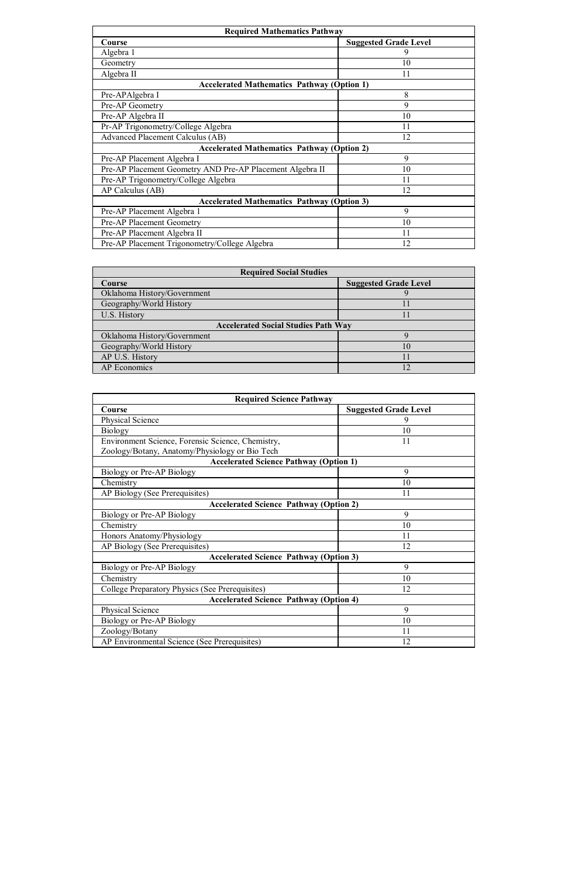| Required Mathematics Pathway | |
|---|---|
| **Course** | **Suggested Grade Level** |
| Algebra 1 | 9 |
| Geometry | 10 |
| Algebra II | 11 |
| **Accelerated Mathematics Pathway (Option 1)** | |
| Pre-APAlgebra I | 8 |
| Pre-AP Geometry | 9 |
| Pre-AP Algebra II | 10 |
| Pr-AP Trigonometry/College Algebra | 11 |
| Advanced Placement Calculus (AB) | 12 |
| **Accelerated Mathematics Pathway (Option 2)** | |
| Pre-AP Placement Algebra I | 9 |
| Pre-AP Placement Geometry AND Pre-AP Placement Algebra II | 10 |
| Pre-AP Trigonometry/College Algebra | 11 |
| AP Calculus (AB) | 12 |
| **Accelerated Mathematics Pathway (Option 3)** | |
| Pre-AP Placement Algebra 1 | 9 |
| Pre-AP Placement Geometry | 10 |
| Pre-AP Placement Algebra II | 11 |
| Pre-AP Placement Trigonometry/College Algebra | 12 |

| Required Social Studies | |
|---|---|
| **Course** | **Suggested Grade Level** |
| Oklahoma History/Government | 9 |
| Geography/World History | 11 |
| U.S. History | 11 |
| **Accelerated Social Studies Path Way** | |
| Oklahoma History/Government | 9 |
| Geography/World History | 10 |
| AP U.S. History | 11 |
| AP Economics | 12 |

| Required Science Pathway | |
|---|---|
| **Course** | **Suggested Grade Level** |
| Physical Science | 9 |
| Biology | 10 |
| Environment Science, Forensic Science, Chemistry, Zoology/Botany, Anatomy/Physiology or Bio Tech | 11 |
| **Accelerated Science Pathway (Option 1)** | |
| Biology or Pre-AP Biology | 9 |
| Chemistry | 10 |
| AP Biology (See Prerequisites) | 11 |
| **Accelerated Science Pathway (Option 2)** | |
| Biology or Pre-AP Biology | 9 |
| Chemistry | 10 |
| Honors Anatomy/Physiology | 11 |
| AP Biology (See Prerequisites) | 12 |
| **Accelerated Science Pathway (Option 3)** | |
| Biology or Pre-AP Biology | 9 |
| Chemistry | 10 |
| College Preparatory Physics (See Prerequisites) | 12 |
| **Accelerated Science Pathway (Option 4)** | |
| Physical Science | 9 |
| Biology or Pre-AP Biology | 10 |
| Zoology/Botany | 11 |
| AP Environmental Science (See Prerequisites) | 12 |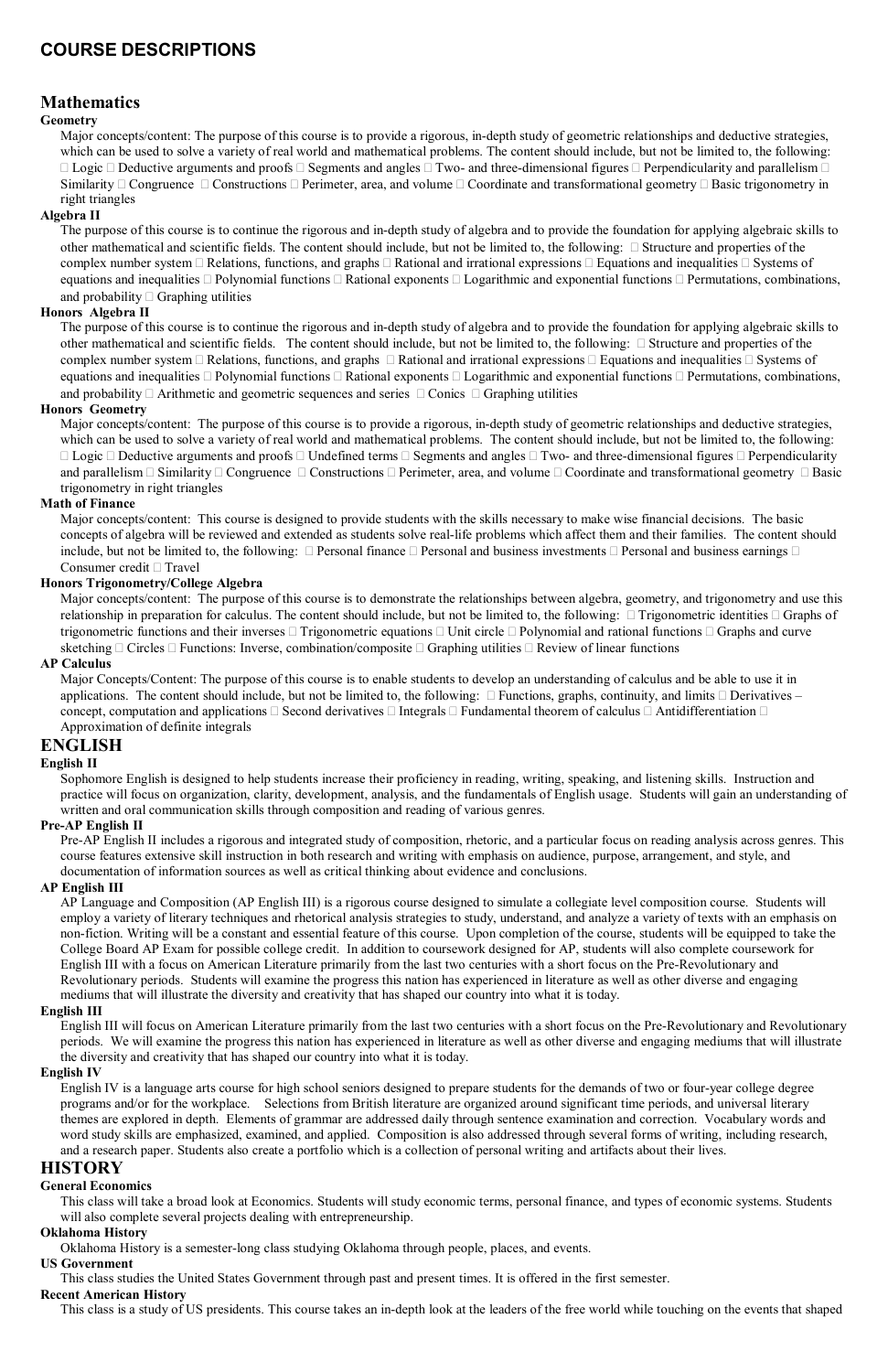# COURSE DESCRIPTIONS

## Mathematics

### Geometry

Major concepts/content: The purpose of this course is to provide a rigorous, in-depth study of geometric relationships and deductive strategies, which can be used to solve a variety of real world and mathematical problems. The content should include, but not be limited to, the following: □ Logic □ Deductive arguments and proofs □ Segments and angles □ Two- and three-dimensional figures □ Perpendicularity and parallelism □ Similarity □ Congruence □ Constructions □ Perimeter, area, and volume □ Coordinate and transformational geometry □ Basic trigonometry in right triangles

### Algebra II

The purpose of this course is to continue the rigorous and in-depth study of algebra and to provide the foundation for applying algebraic skills to other mathematical and scientific fields. The content should include, but not be limited to, the following: □ Structure and properties of the complex number system □ Relations, functions, and graphs □ Rational and irrational expressions □ Equations and inequalities □ Systems of equations and inequalities □ Polynomial functions □ Rational exponents □ Logarithmic and exponential functions □ Permutations, combinations, and probability □ Graphing utilities

### Honors Algebra II

The purpose of this course is to continue the rigorous and in-depth study of algebra and to provide the foundation for applying algebraic skills to other mathematical and scientific fields. The content should include, but not be limited to, the following: □ Structure and properties of the complex number system □ Relations, functions, and graphs □ Rational and irrational expressions □ Equations and inequalities □ Systems of equations and inequalities □ Polynomial functions □ Rational exponents □ Logarithmic and exponential functions □ Permutations, combinations, and probability □ Arithmetic and geometric sequences and series □ Conics □ Graphing utilities

### Honors Geometry

Major concepts/content: The purpose of this course is to provide a rigorous, in-depth study of geometric relationships and deductive strategies, which can be used to solve a variety of real world and mathematical problems. The content should include, but not be limited to, the following: □ Logic □ Deductive arguments and proofs □ Undefined terms □ Segments and angles □ Two- and three-dimensional figures □ Perpendicularity and parallelism □ Similarity □ Congruence □ Constructions □ Perimeter, area, and volume □ Coordinate and transformational geometry □ Basic trigonometry in right triangles

### Math of Finance

Major concepts/content: This course is designed to provide students with the skills necessary to make wise financial decisions. The basic concepts of algebra will be reviewed and extended as students solve real-life problems which affect them and their families. The content should include, but not be limited to, the following: □ Personal finance □ Personal and business investments □ Personal and business earnings □ Consumer credit □ Travel

### Honors Trigonometry/College Algebra

Major concepts/content: The purpose of this course is to demonstrate the relationships between algebra, geometry, and trigonometry and use this relationship in preparation for calculus. The content should include, but not be limited to, the following: □ Trigonometric identities □ Graphs of trigonometric functions and their inverses □ Trigonometric equations □ Unit circle □ Polynomial and rational functions □ Graphs and curve sketching □ Circles □ Functions: Inverse, combination/composite □ Graphing utilities □ Review of linear functions

### AP Calculus

Major Concepts/Content: The purpose of this course is to enable students to develop an understanding of calculus and be able to use it in applications. The content should include, but not be limited to, the following: □ Functions, graphs, continuity, and limits □ Derivatives – concept, computation and applications □ Second derivatives □ Integrals □ Fundamental theorem of calculus □ Antidifferentiation □ Approximation of definite integrals

## ENGLISH

### English II

Sophomore English is designed to help students increase their proficiency in reading, writing, speaking, and listening skills. Instruction and practice will focus on organization, clarity, development, analysis, and the fundamentals of English usage. Students will gain an understanding of written and oral communication skills through composition and reading of various genres.

### Pre-AP English II

Pre-AP English II includes a rigorous and integrated study of composition, rhetoric, and a particular focus on reading analysis across genres. This course features extensive skill instruction in both research and writing with emphasis on audience, purpose, arrangement, and style, and documentation of information sources as well as critical thinking about evidence and conclusions.

### AP English III

AP Language and Composition (AP English III) is a rigorous course designed to simulate a collegiate level composition course. Students will employ a variety of literary techniques and rhetorical analysis strategies to study, understand, and analyze a variety of texts with an emphasis on non-fiction. Writing will be a constant and essential feature of this course. Upon completion of the course, students will be equipped to take the College Board AP Exam for possible college credit. In addition to coursework designed for AP, students will also complete coursework for English III with a focus on American Literature primarily from the last two centuries with a short focus on the Pre-Revolutionary and Revolutionary periods. Students will examine the progress this nation has experienced in literature as well as other diverse and engaging mediums that will illustrate the diversity and creativity that has shaped our country into what it is today.

### English III

English III will focus on American Literature primarily from the last two centuries with a short focus on the Pre-Revolutionary and Revolutionary periods. We will examine the progress this nation has experienced in literature as well as other diverse and engaging mediums that will illustrate the diversity and creativity that has shaped our country into what it is today.

### English IV

English IV is a language arts course for high school seniors designed to prepare students for the demands of two or four-year college degree programs and/or for the workplace. Selections from British literature are organized around significant time periods, and universal literary themes are explored in depth. Elements of grammar are addressed daily through sentence examination and correction. Vocabulary words and word study skills are emphasized, examined, and applied. Composition is also addressed through several forms of writing, including research, and a research paper. Students also create a portfolio which is a collection of personal writing and artifacts about their lives.

## HISTORY

### General Economics

This class will take a broad look at Economics. Students will study economic terms, personal finance, and types of economic systems. Students will also complete several projects dealing with entrepreneurship.

### Oklahoma History

Oklahoma History is a semester-long class studying Oklahoma through people, places, and events.

### US Government

This class studies the United States Government through past and present times. It is offered in the first semester.

### Recent American History

This class is a study of US presidents. This course takes an in-depth look at the leaders of the free world while touching on the events that shaped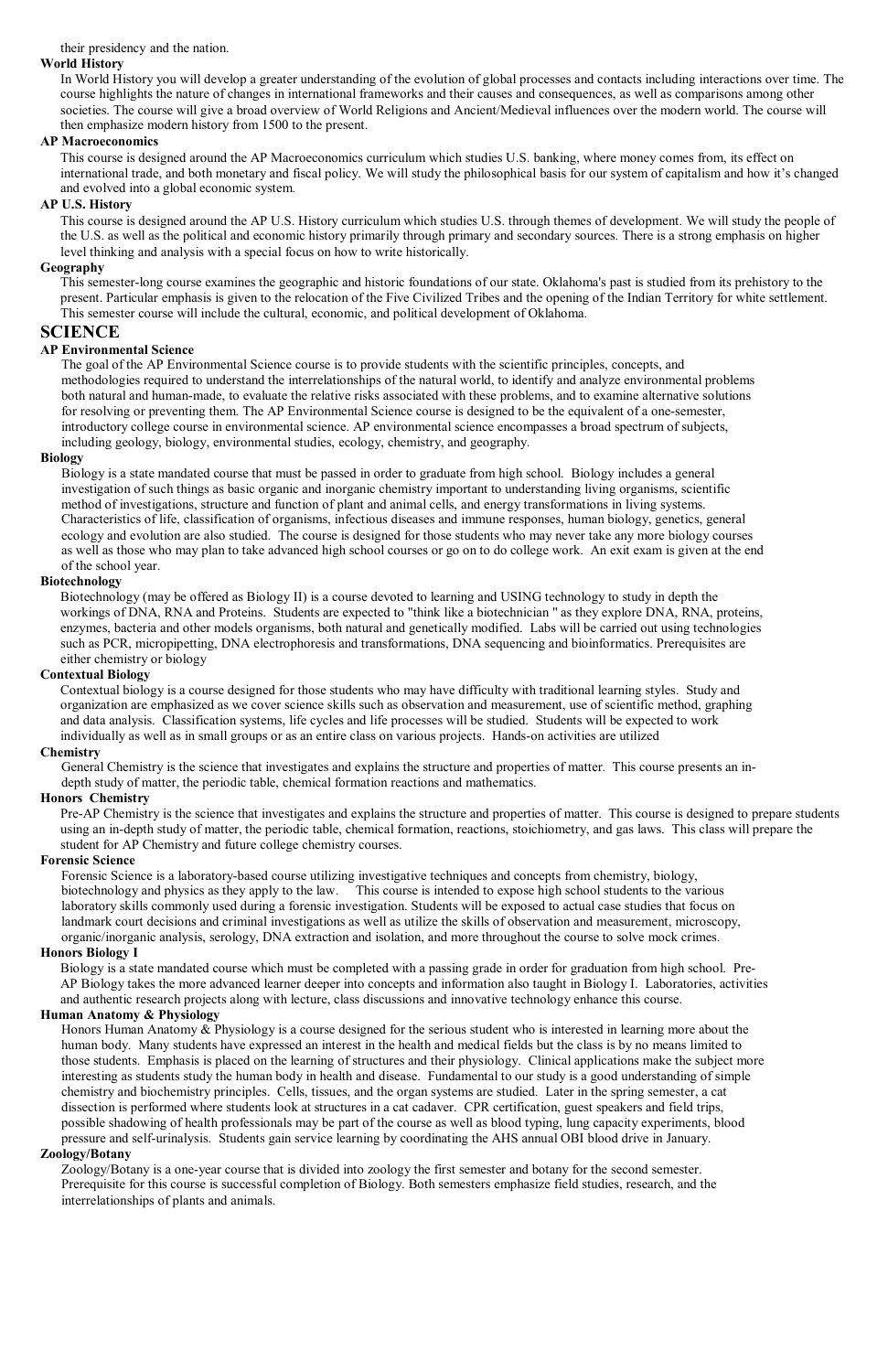their presidency and the nation.

**World History**

In World History you will develop a greater understanding of the evolution of global processes and contacts including interactions over time. The course highlights the nature of changes in international frameworks and their causes and consequences, as well as comparisons among other societies. The course will give a broad overview of World Religions and Ancient/Medieval influences over the modern world. The course will then emphasize modern history from 1500 to the present.

**AP Macroeconomics**

This course is designed around the AP Macroeconomics curriculum which studies U.S. banking, where money comes from, its effect on international trade, and both monetary and fiscal policy. We will study the philosophical basis for our system of capitalism and how it's changed and evolved into a global economic system.

**AP U.S. History**

This course is designed around the AP U.S. History curriculum which studies U.S. through themes of development. We will study the people of the U.S. as well as the political and economic history primarily through primary and secondary sources. There is a strong emphasis on higher level thinking and analysis with a special focus on how to write historically.

**Geography**

This semester-long course examines the geographic and historic foundations of our state. Oklahoma's past is studied from its prehistory to the present. Particular emphasis is given to the relocation of the Five Civilized Tribes and the opening of the Indian Territory for white settlement. This semester course will include the cultural, economic, and political development of Oklahoma.

## SCIENCE

**AP Environmental Science**

The goal of the AP Environmental Science course is to provide students with the scientific principles, concepts, and methodologies required to understand the interrelationships of the natural world, to identify and analyze environmental problems both natural and human-made, to evaluate the relative risks associated with these problems, and to examine alternative solutions for resolving or preventing them. The AP Environmental Science course is designed to be the equivalent of a one-semester, introductory college course in environmental science. AP environmental science encompasses a broad spectrum of subjects, including geology, biology, environmental studies, ecology, chemistry, and geography.

**Biology**

Biology is a state mandated course that must be passed in order to graduate from high school. Biology includes a general investigation of such things as basic organic and inorganic chemistry important to understanding living organisms, scientific method of investigations, structure and function of plant and animal cells, and energy transformations in living systems. Characteristics of life, classification of organisms, infectious diseases and immune responses, human biology, genetics, general ecology and evolution are also studied. The course is designed for those students who may never take any more biology courses as well as those who may plan to take advanced high school courses or go on to do college work. An exit exam is given at the end of the school year.

**Biotechnology**

Biotechnology (may be offered as Biology II) is a course devoted to learning and USING technology to study in depth the workings of DNA, RNA and Proteins. Students are expected to "think like a biotechnician " as they explore DNA, RNA, proteins, enzymes, bacteria and other models organisms, both natural and genetically modified. Labs will be carried out using technologies such as PCR, micropipetting, DNA electrophoresis and transformations, DNA sequencing and bioinformatics. Prerequisites are either chemistry or biology

**Contextual Biology**

Contextual biology is a course designed for those students who may have difficulty with traditional learning styles. Study and organization are emphasized as we cover science skills such as observation and measurement, use of scientific method, graphing and data analysis. Classification systems, life cycles and life processes will be studied. Students will be expected to work individually as well as in small groups or as an entire class on various projects. Hands-on activities are utilized

**Chemistry**

General Chemistry is the science that investigates and explains the structure and properties of matter. This course presents an in-depth study of matter, the periodic table, chemical formation reactions and mathematics.

**Honors Chemistry**

Pre-AP Chemistry is the science that investigates and explains the structure and properties of matter. This course is designed to prepare students using an in-depth study of matter, the periodic table, chemical formation, reactions, stoichiometry, and gas laws. This class will prepare the student for AP Chemistry and future college chemistry courses.

**Forensic Science**

Forensic Science is a laboratory-based course utilizing investigative techniques and concepts from chemistry, biology, biotechnology and physics as they apply to the law. This course is intended to expose high school students to the various laboratory skills commonly used during a forensic investigation. Students will be exposed to actual case studies that focus on landmark court decisions and criminal investigations as well as utilize the skills of observation and measurement, microscopy, organic/inorganic analysis, serology, DNA extraction and isolation, and more throughout the course to solve mock crimes.

**Honors Biology I**

Biology is a state mandated course which must be completed with a passing grade in order for graduation from high school. Pre-AP Biology takes the more advanced learner deeper into concepts and information also taught in Biology I. Laboratories, activities and authentic research projects along with lecture, class discussions and innovative technology enhance this course.

**Human Anatomy & Physiology**

Honors Human Anatomy & Physiology is a course designed for the serious student who is interested in learning more about the human body. Many students have expressed an interest in the health and medical fields but the class is by no means limited to those students. Emphasis is placed on the learning of structures and their physiology. Clinical applications make the subject more interesting as students study the human body in health and disease. Fundamental to our study is a good understanding of simple chemistry and biochemistry principles. Cells, tissues, and the organ systems are studied. Later in the spring semester, a cat dissection is performed where students look at structures in a cat cadaver. CPR certification, guest speakers and field trips, possible shadowing of health professionals may be part of the course as well as blood typing, lung capacity experiments, blood pressure and self-urinalysis. Students gain service learning by coordinating the AHS annual OBI blood drive in January.

**Zoology/Botany**

Zoology/Botany is a one-year course that is divided into zoology the first semester and botany for the second semester. Prerequisite for this course is successful completion of Biology. Both semesters emphasize field studies, research, and the interrelationships of plants and animals.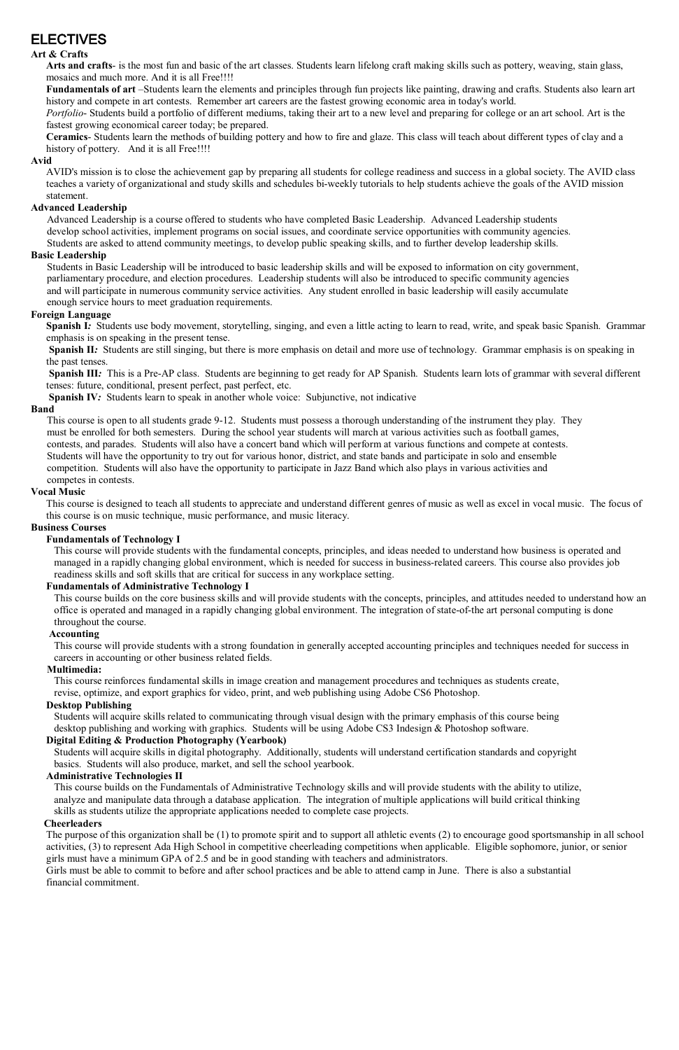# ELECTIVES

### Art & Crafts

**Arts and crafts**- is the most fun and basic of the art classes. Students learn lifelong craft making skills such as pottery, weaving, stain glass, mosaics and much more. And it is all Free!!!!

**Fundamentals of art** –Students learn the elements and principles through fun projects like painting, drawing and crafts. Students also learn art history and compete in art contests. Remember art careers are the fastest growing economic area in today's world.

*Portfolio*- Students build a portfolio of different mediums, taking their art to a new level and preparing for college or an art school. Art is the fastest growing economical career today; be prepared.

**Ceramics**- Students learn the methods of building pottery and how to fire and glaze. This class will teach about different types of clay and a history of pottery. And it is all Free!!!!

### Avid

AVID's mission is to close the achievement gap by preparing all students for college readiness and success in a global society. The AVID class teaches a variety of organizational and study skills and schedules bi-weekly tutorials to help students achieve the goals of the AVID mission statement.

### Advanced Leadership

Advanced Leadership is a course offered to students who have completed Basic Leadership. Advanced Leadership students develop school activities, implement programs on social issues, and coordinate service opportunities with community agencies. Students are asked to attend community meetings, to develop public speaking skills, and to further develop leadership skills.

### Basic Leadership

Students in Basic Leadership will be introduced to basic leadership skills and will be exposed to information on city government, parliamentary procedure, and election procedures. Leadership students will also be introduced to specific community agencies and will participate in numerous community service activities. Any student enrolled in basic leadership will easily accumulate enough service hours to meet graduation requirements.

### Foreign Language

**Spanish I*:*** Students use body movement, storytelling, singing, and even a little acting to learn to read, write, and speak basic Spanish. Grammar emphasis is on speaking in the present tense.

**Spanish II*:*** Students are still singing, but there is more emphasis on detail and more use of technology. Grammar emphasis is on speaking in the past tenses.

**Spanish III*:*** This is a Pre-AP class. Students are beginning to get ready for AP Spanish. Students learn lots of grammar with several different tenses: future, conditional, present perfect, past perfect, etc.

**Spanish IV*:*** Students learn to speak in another whole voice: Subjunctive, not indicative

### Band

This course is open to all students grade 9-12. Students must possess a thorough understanding of the instrument they play. They must be enrolled for both semesters. During the school year students will march at various activities such as football games, contests, and parades. Students will also have a concert band which will perform at various functions and compete at contests. Students will have the opportunity to try out for various honor, district, and state bands and participate in solo and ensemble competition. Students will also have the opportunity to participate in Jazz Band which also plays in various activities and competes in contests.

### Vocal Music

This course is designed to teach all students to appreciate and understand different genres of music as well as excel in vocal music. The focus of this course is on music technique, music performance, and music literacy.

### Business Courses

**Fundamentals of Technology I**

This course will provide students with the fundamental concepts, principles, and ideas needed to understand how business is operated and managed in a rapidly changing global environment, which is needed for success in business-related careers. This course also provides job readiness skills and soft skills that are critical for success in any workplace setting.

**Fundamentals of Administrative Technology I**

This course builds on the core business skills and will provide students with the concepts, principles, and attitudes needed to understand how an office is operated and managed in a rapidly changing global environment. The integration of state-of-the art personal computing is done throughout the course.

**Accounting**

This course will provide students with a strong foundation in generally accepted accounting principles and techniques needed for success in careers in accounting or other business related fields.

**Multimedia:**

This course reinforces fundamental skills in image creation and management procedures and techniques as students create, revise, optimize, and export graphics for video, print, and web publishing using Adobe CS6 Photoshop.

**Desktop Publishing**

Students will acquire skills related to communicating through visual design with the primary emphasis of this course being desktop publishing and working with graphics. Students will be using Adobe CS3 Indesign & Photoshop software.

**Digital Editing & Production Photography (Yearbook)**

Students will acquire skills in digital photography. Additionally, students will understand certification standards and copyright basics. Students will also produce, market, and sell the school yearbook.

**Administrative Technologies II**

This course builds on the Fundamentals of Administrative Technology skills and will provide students with the ability to utilize, analyze and manipulate data through a database application. The integration of multiple applications will build critical thinking skills as students utilize the appropriate applications needed to complete case projects.

**Cheerleaders**

The purpose of this organization shall be (1) to promote spirit and to support all athletic events (2) to encourage good sportsmanship in all school activities, (3) to represent Ada High School in competitive cheerleading competitions when applicable. Eligible sophomore, junior, or senior girls must have a minimum GPA of 2.5 and be in good standing with teachers and administrators.

Girls must be able to commit to before and after school practices and be able to attend camp in June. There is also a substantial financial commitment.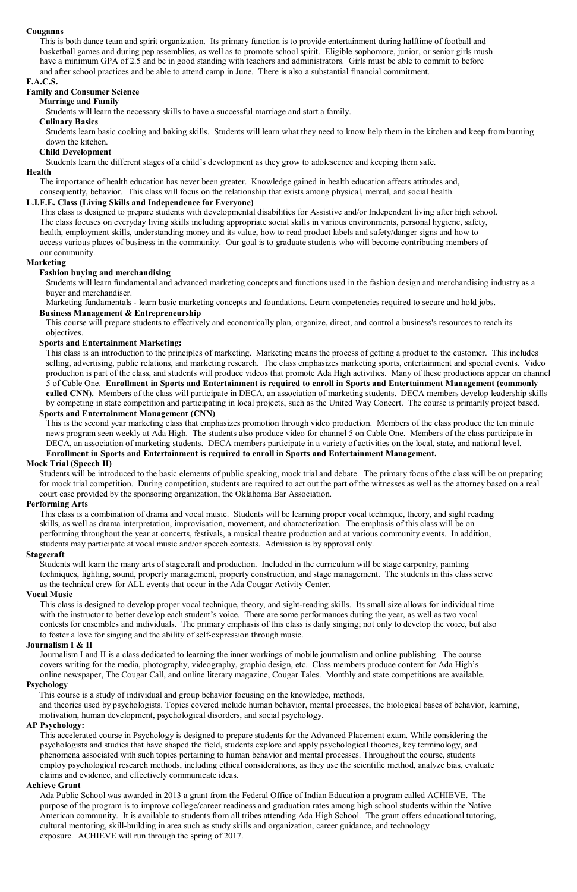**Couganns**

This is both dance team and spirit organization. Its primary function is to provide entertainment during halftime of football and basketball games and during pep assemblies, as well as to promote school spirit. Eligible sophomore, junior, or senior girls mush have a minimum GPA of 2.5 and be in good standing with teachers and administrators. Girls must be able to commit to before and after school practices and be able to attend camp in June. There is also a substantial financial commitment.

**F.A.C.S.**

**Family and Consumer Science**

**Marriage and Family**

Students will learn the necessary skills to have a successful marriage and start a family.

**Culinary Basics**

Students learn basic cooking and baking skills. Students will learn what they need to know help them in the kitchen and keep from burning down the kitchen.

**Child Development**

Students learn the different stages of a child's development as they grow to adolescence and keeping them safe.

**Health**

The importance of health education has never been greater. Knowledge gained in health education affects attitudes and, consequently, behavior. This class will focus on the relationship that exists among physical, mental, and social health.

**L.I.F.E. Class (Living Skills and Independence for Everyone)**

This class is designed to prepare students with developmental disabilities for Assistive and/or Independent living after high school. The class focuses on everyday living skills including appropriate social skills in various environments, personal hygiene, safety, health, employment skills, understanding money and its value, how to read product labels and safety/danger signs and how to access various places of business in the community. Our goal is to graduate students who will become contributing members of our community.

**Marketing**

**Fashion buying and merchandising**

Students will learn fundamental and advanced marketing concepts and functions used in the fashion design and merchandising industry as a buyer and merchandiser.

Marketing fundamentals - learn basic marketing concepts and foundations. Learn competencies required to secure and hold jobs.

**Business Management & Entrepreneurship**

This course will prepare students to effectively and economically plan, organize, direct, and control a business's resources to reach its objectives.

**Sports and Entertainment Marketing:**

This class is an introduction to the principles of marketing. Marketing means the process of getting a product to the customer. This includes selling, advertising, public relations, and marketing research. The class emphasizes marketing sports, entertainment and special events. Video production is part of the class, and students will produce videos that promote Ada High activities. Many of these productions appear on channel 5 of Cable One. **Enrollment in Sports and Entertainment is required to enroll in Sports and Entertainment Management (commonly called CNN).** Members of the class will participate in DECA, an association of marketing students. DECA members develop leadership skills by competing in state competition and participating in local projects, such as the United Way Concert. The course is primarily project based.

**Sports and Entertainment Management (CNN)**

This is the second year marketing class that emphasizes promotion through video production. Members of the class produce the ten minute news program seen weekly at Ada High. The students also produce video for channel 5 on Cable One. Members of the class participate in DECA, an association of marketing students. DECA members participate in a variety of activities on the local, state, and national level. **Enrollment in Sports and Entertainment is required to enroll in Sports and Entertainment Management.**

**Mock Trial (Speech II)**

Students will be introduced to the basic elements of public speaking, mock trial and debate. The primary focus of the class will be on preparing for mock trial competition. During competition, students are required to act out the part of the witnesses as well as the attorney based on a real court case provided by the sponsoring organization, the Oklahoma Bar Association.

**Performing Arts**

This class is a combination of drama and vocal music. Students will be learning proper vocal technique, theory, and sight reading skills, as well as drama interpretation, improvisation, movement, and characterization. The emphasis of this class will be on performing throughout the year at concerts, festivals, a musical theatre production and at various community events. In addition, students may participate at vocal music and/or speech contests. Admission is by approval only.

**Stagecraft**

Students will learn the many arts of stagecraft and production. Included in the curriculum will be stage carpentry, painting techniques, lighting, sound, property management, property construction, and stage management. The students in this class serve as the technical crew for ALL events that occur in the Ada Cougar Activity Center.

**Vocal Music**

This class is designed to develop proper vocal technique, theory, and sight-reading skills. Its small size allows for individual time with the instructor to better develop each student's voice. There are some performances during the year, as well as two vocal contests for ensembles and individuals. The primary emphasis of this class is daily singing; not only to develop the voice, but also to foster a love for singing and the ability of self-expression through music.

**Journalism I & II**

Journalism I and II is a class dedicated to learning the inner workings of mobile journalism and online publishing. The course covers writing for the media, photography, videography, graphic design, etc. Class members produce content for Ada High's online newspaper, The Cougar Call, and online literary magazine, Cougar Tales. Monthly and state competitions are available.

**Psychology**

This course is a study of individual and group behavior focusing on the knowledge, methods, and theories used by psychologists. Topics covered include human behavior, mental processes, the biological bases of behavior, learning, motivation, human development, psychological disorders, and social psychology.

**AP Psychology:**

This accelerated course in Psychology is designed to prepare students for the Advanced Placement exam. While considering the psychologists and studies that have shaped the field, students explore and apply psychological theories, key terminology, and phenomena associated with such topics pertaining to human behavior and mental processes. Throughout the course, students employ psychological research methods, including ethical considerations, as they use the scientific method, analyze bias, evaluate claims and evidence, and effectively communicate ideas.

**Achieve Grant**

Ada Public School was awarded in 2013 a grant from the Federal Office of Indian Education a program called ACHIEVE. The purpose of the program is to improve college/career readiness and graduation rates among high school students within the Native American community. It is available to students from all tribes attending Ada High School. The grant offers educational tutoring, cultural mentoring, skill-building in area such as study skills and organization, career guidance, and technology exposure. ACHIEVE will run through the spring of 2017.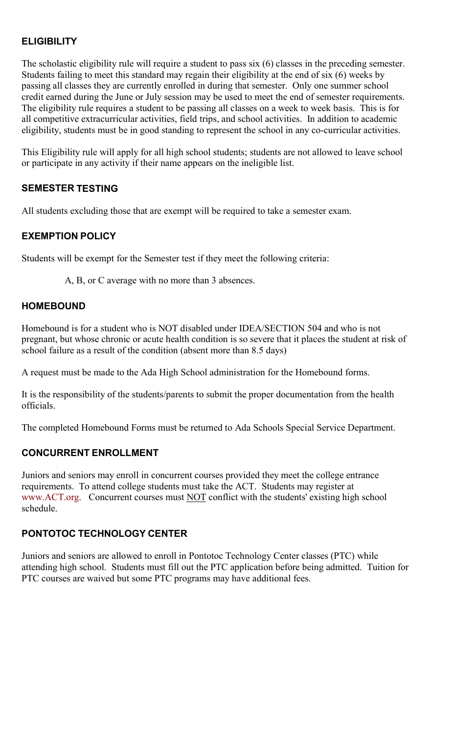## ELIGIBILITY

The scholastic eligibility rule will require a student to pass six (6) classes in the preceding semester. Students failing to meet this standard may regain their eligibility at the end of six (6) weeks by passing all classes they are currently enrolled in during that semester. Only one summer school credit earned during the June or July session may be used to meet the end of semester requirements. The eligibility rule requires a student to be passing all classes on a week to week basis. This is for all competitive extracurricular activities, field trips, and school activities. In addition to academic eligibility, students must be in good standing to represent the school in any co-curricular activities.

This Eligibility rule will apply for all high school students; students are not allowed to leave school or participate in any activity if their name appears on the ineligible list.

## SEMESTER TESTING

All students excluding those that are exempt will be required to take a semester exam.

## EXEMPTION POLICY

Students will be exempt for the Semester test if they meet the following criteria:

> A, B, or C average with no more than 3 absences.

## HOMEBOUND

Homebound is for a student who is NOT disabled under IDEA/SECTION 504 and who is not pregnant, but whose chronic or acute health condition is so severe that it places the student at risk of school failure as a result of the condition (absent more than 8.5 days)

A request must be made to the Ada High School administration for the Homebound forms.

It is the responsibility of the students/parents to submit the proper documentation from the health officials.

The completed Homebound Forms must be returned to Ada Schools Special Service Department.

## CONCURRENT ENROLLMENT

Juniors and seniors may enroll in concurrent courses provided they meet the college entrance requirements. To attend college students must take the ACT. Students may register at www.ACT.org. Concurrent courses must <u>NOT</u> conflict with the students' existing high school schedule.

## PONTOTOC TECHNOLOGY CENTER

Juniors and seniors are allowed to enroll in Pontotoc Technology Center classes (PTC) while attending high school. Students must fill out the PTC application before being admitted. Tuition for PTC courses are waived but some PTC programs may have additional fees.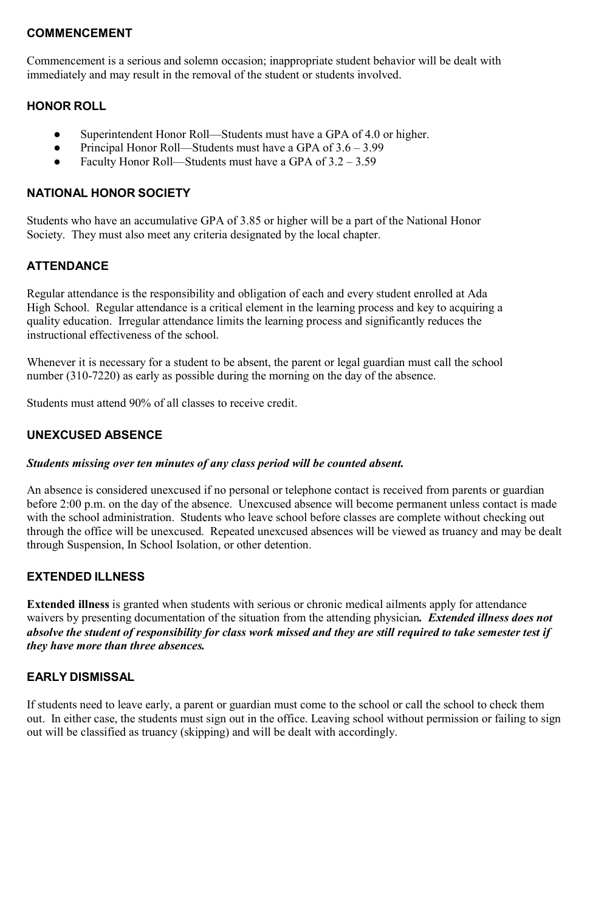## COMMENCEMENT

Commencement is a serious and solemn occasion; inappropriate student behavior will be dealt with immediately and may result in the removal of the student or students involved.

## HONOR ROLL

- Superintendent Honor Roll—Students must have a GPA of 4.0 or higher.
- Principal Honor Roll—Students must have a GPA of 3.6 – 3.99
- Faculty Honor Roll—Students must have a GPA of 3.2 – 3.59

## NATIONAL HONOR SOCIETY

Students who have an accumulative GPA of 3.85 or higher will be a part of the National Honor Society. They must also meet any criteria designated by the local chapter.

## ATTENDANCE

Regular attendance is the responsibility and obligation of each and every student enrolled at Ada High School. Regular attendance is a critical element in the learning process and key to acquiring a quality education. Irregular attendance limits the learning process and significantly reduces the instructional effectiveness of the school.

Whenever it is necessary for a student to be absent, the parent or legal guardian must call the school number (310-7220) as early as possible during the morning on the day of the absence.

Students must attend 90% of all classes to receive credit.

## UNEXCUSED ABSENCE

***Students missing over ten minutes of any class period will be counted absent.***

An absence is considered unexcused if no personal or telephone contact is received from parents or guardian before 2:00 p.m. on the day of the absence. Unexcused absence will become permanent unless contact is made with the school administration. Students who leave school before classes are complete without checking out through the office will be unexcused. Repeated unexcused absences will be viewed as truancy and may be dealt through Suspension, In School Isolation, or other detention.

## EXTENDED ILLNESS

**Extended illness** is granted when students with serious or chronic medical ailments apply for attendance waivers by presenting documentation of the situation from the attending physician***. Extended illness does not absolve the student of responsibility for class work missed and they are still required to take semester test if they have more than three absences.***

## EARLY DISMISSAL

If students need to leave early, a parent or guardian must come to the school or call the school to check them out. In either case, the students must sign out in the office. Leaving school without permission or failing to sign out will be classified as truancy (skipping) and will be dealt with accordingly.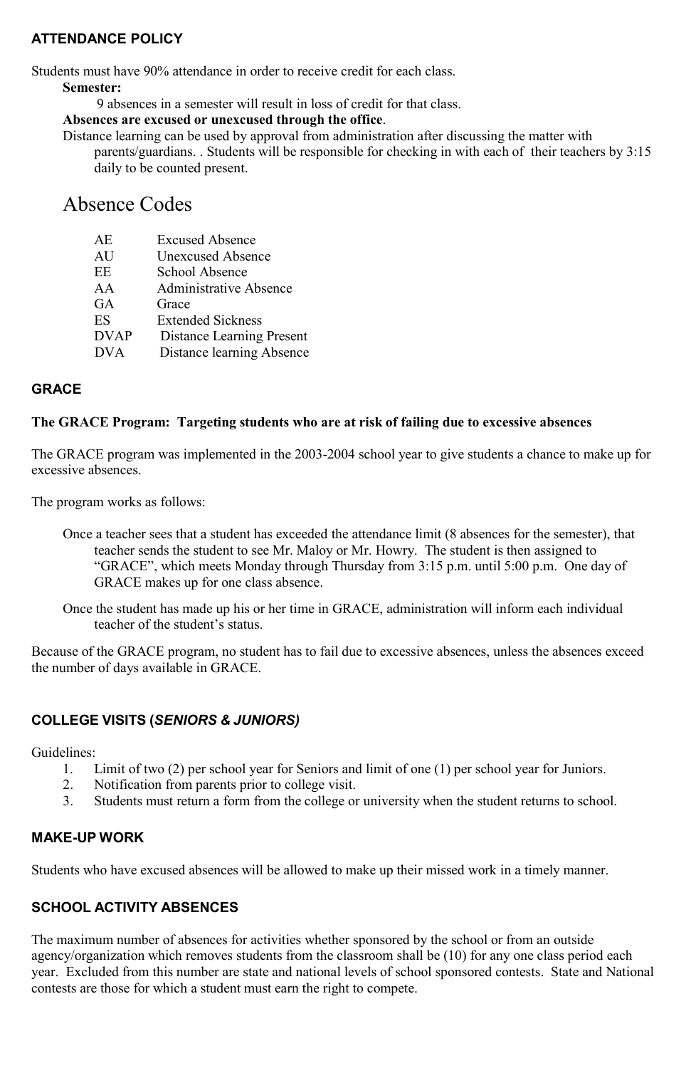## ATTENDANCE POLICY

Students must have 90% attendance in order to receive credit for each class.

**Semester:**

9 absences in a semester will result in loss of credit for that class.

**Absences are excused or unexcused through the office**.

Distance learning can be used by approval from administration after discussing the matter with parents/guardians. . Students will be responsible for checking in with each of their teachers by 3:15 daily to be counted present.

# Absence Codes

| | |
|---|---|
| AE | Excused Absence |
| AU | Unexcused Absence |
| EE | School Absence |
| AA | Administrative Absence |
| GA | Grace |
| ES | Extended Sickness |
| DVAP | Distance Learning Present |
| DVA | Distance learning Absence |

## GRACE

**The GRACE Program: Targeting students who are at risk of failing due to excessive absences**

The GRACE program was implemented in the 2003-2004 school year to give students a chance to make up for excessive absences.

The program works as follows:

Once a teacher sees that a student has exceeded the attendance limit (8 absences for the semester), that teacher sends the student to see Mr. Maloy or Mr. Howry. The student is then assigned to "GRACE", which meets Monday through Thursday from 3:15 p.m. until 5:00 p.m. One day of GRACE makes up for one class absence.

Once the student has made up his or her time in GRACE, administration will inform each individual teacher of the student's status.

Because of the GRACE program, no student has to fail due to excessive absences, unless the absences exceed the number of days available in GRACE.

## COLLEGE VISITS (*SENIORS & JUNIORS)*

Guidelines:

1. Limit of two (2) per school year for Seniors and limit of one (1) per school year for Juniors.
2. Notification from parents prior to college visit.
3. Students must return a form from the college or university when the student returns to school.

## MAKE-UP WORK

Students who have excused absences will be allowed to make up their missed work in a timely manner.

## SCHOOL ACTIVITY ABSENCES

The maximum number of absences for activities whether sponsored by the school or from an outside agency/organization which removes students from the classroom shall be (10) for any one class period each year. Excluded from this number are state and national levels of school sponsored contests. State and National contests are those for which a student must earn the right to compete.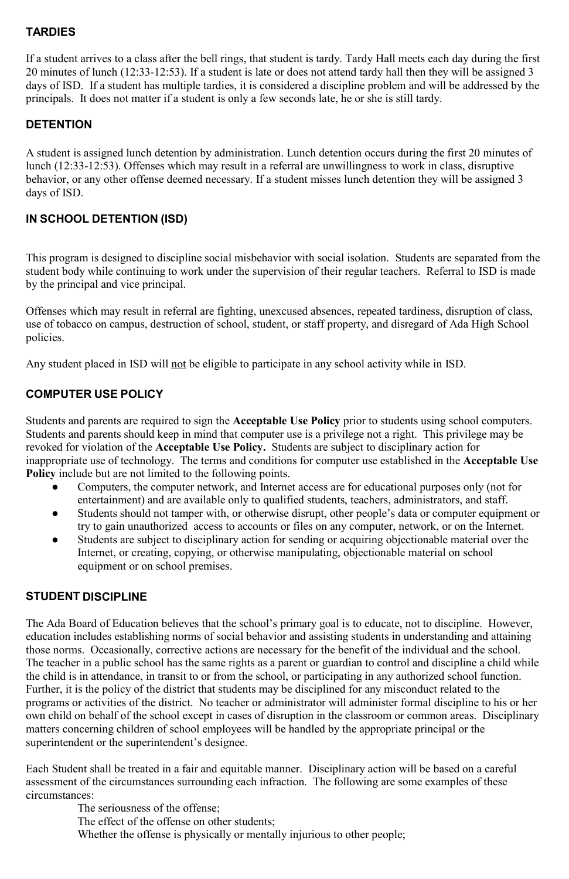## TARDIES

If a student arrives to a class after the bell rings, that student is tardy. Tardy Hall meets each day during the first 20 minutes of lunch (12:33-12:53). If a student is late or does not attend tardy hall then they will be assigned 3 days of ISD. If a student has multiple tardies, it is considered a discipline problem and will be addressed by the principals. It does not matter if a student is only a few seconds late, he or she is still tardy.

## DETENTION

A student is assigned lunch detention by administration. Lunch detention occurs during the first 20 minutes of lunch (12:33-12:53). Offenses which may result in a referral are unwillingness to work in class, disruptive behavior, or any other offense deemed necessary. If a student misses lunch detention they will be assigned 3 days of ISD.

## IN SCHOOL DETENTION (ISD)

This program is designed to discipline social misbehavior with social isolation. Students are separated from the student body while continuing to work under the supervision of their regular teachers. Referral to ISD is made by the principal and vice principal.

Offenses which may result in referral are fighting, unexcused absences, repeated tardiness, disruption of class, use of tobacco on campus, destruction of school, student, or staff property, and disregard of Ada High School policies.

Any student placed in ISD will not be eligible to participate in any school activity while in ISD.

## COMPUTER USE POLICY

Students and parents are required to sign the **Acceptable Use Policy** prior to students using school computers. Students and parents should keep in mind that computer use is a privilege not a right. This privilege may be revoked for violation of the **Acceptable Use Policy.** Students are subject to disciplinary action for inappropriate use of technology. The terms and conditions for computer use established in the **Acceptable Use Policy** include but are not limited to the following points.

- Computers, the computer network, and Internet access are for educational purposes only (not for entertainment) and are available only to qualified students, teachers, administrators, and staff.
- Students should not tamper with, or otherwise disrupt, other people's data or computer equipment or try to gain unauthorized access to accounts or files on any computer, network, or on the Internet.
- Students are subject to disciplinary action for sending or acquiring objectionable material over the Internet, or creating, copying, or otherwise manipulating, objectionable material on school equipment or on school premises.

## STUDENT DISCIPLINE

The Ada Board of Education believes that the school's primary goal is to educate, not to discipline. However, education includes establishing norms of social behavior and assisting students in understanding and attaining those norms. Occasionally, corrective actions are necessary for the benefit of the individual and the school. The teacher in a public school has the same rights as a parent or guardian to control and discipline a child while the child is in attendance, in transit to or from the school, or participating in any authorized school function. Further, it is the policy of the district that students may be disciplined for any misconduct related to the programs or activities of the district. No teacher or administrator will administer formal discipline to his or her own child on behalf of the school except in cases of disruption in the classroom or common areas. Disciplinary matters concerning children of school employees will be handled by the appropriate principal or the superintendent or the superintendent's designee.

Each Student shall be treated in a fair and equitable manner. Disciplinary action will be based on a careful assessment of the circumstances surrounding each infraction. The following are some examples of these circumstances:

The seriousness of the offense;
The effect of the offense on other students;
Whether the offense is physically or mentally injurious to other people;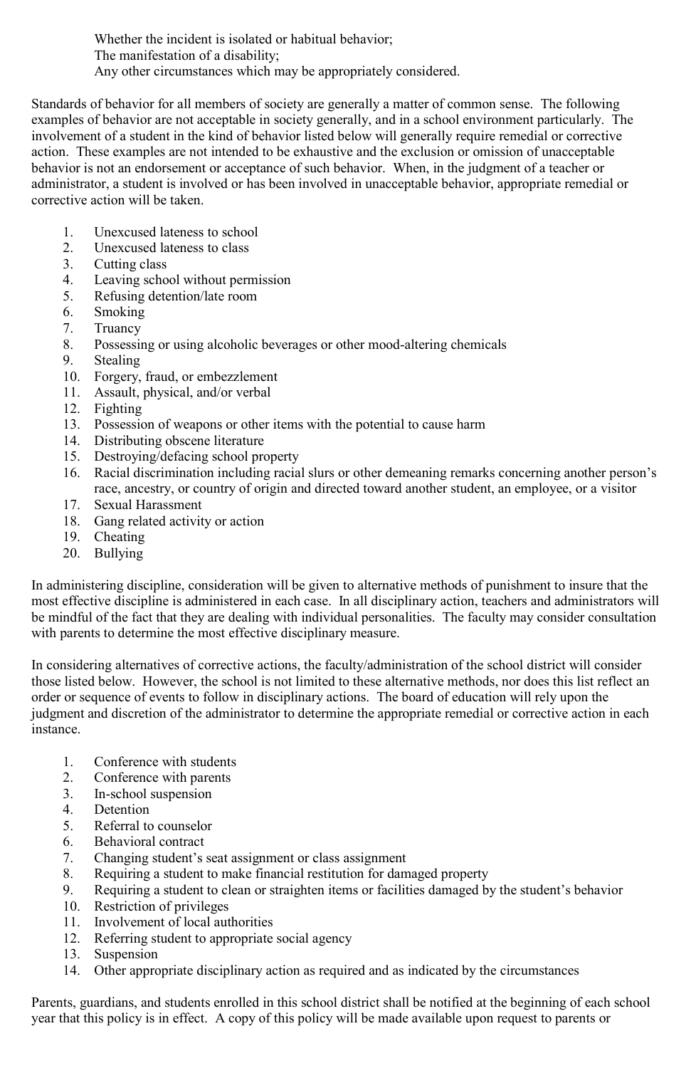Whether the incident is isolated or habitual behavior;
The manifestation of a disability;
Any other circumstances which may be appropriately considered.

Standards of behavior for all members of society are generally a matter of common sense. The following examples of behavior are not acceptable in society generally, and in a school environment particularly. The involvement of a student in the kind of behavior listed below will generally require remedial or corrective action. These examples are not intended to be exhaustive and the exclusion or omission of unacceptable behavior is not an endorsement or acceptance of such behavior. When, in the judgment of a teacher or administrator, a student is involved or has been involved in unacceptable behavior, appropriate remedial or corrective action will be taken.

1. Unexcused lateness to school
2. Unexcused lateness to class
3. Cutting class
4. Leaving school without permission
5. Refusing detention/late room
6. Smoking
7. Truancy
8. Possessing or using alcoholic beverages or other mood-altering chemicals
9. Stealing
10. Forgery, fraud, or embezzlement
11. Assault, physical, and/or verbal
12. Fighting
13. Possession of weapons or other items with the potential to cause harm
14. Distributing obscene literature
15. Destroying/defacing school property
16. Racial discrimination including racial slurs or other demeaning remarks concerning another person's race, ancestry, or country of origin and directed toward another student, an employee, or a visitor
17. Sexual Harassment
18. Gang related activity or action
19. Cheating
20. Bullying

In administering discipline, consideration will be given to alternative methods of punishment to insure that the most effective discipline is administered in each case. In all disciplinary action, teachers and administrators will be mindful of the fact that they are dealing with individual personalities. The faculty may consider consultation with parents to determine the most effective disciplinary measure.

In considering alternatives of corrective actions, the faculty/administration of the school district will consider those listed below. However, the school is not limited to these alternative methods, nor does this list reflect an order or sequence of events to follow in disciplinary actions. The board of education will rely upon the judgment and discretion of the administrator to determine the appropriate remedial or corrective action in each instance.

1. Conference with students
2. Conference with parents
3. In-school suspension
4. Detention
5. Referral to counselor
6. Behavioral contract
7. Changing student's seat assignment or class assignment
8. Requiring a student to make financial restitution for damaged property
9. Requiring a student to clean or straighten items or facilities damaged by the student's behavior
10. Restriction of privileges
11. Involvement of local authorities
12. Referring student to appropriate social agency
13. Suspension
14. Other appropriate disciplinary action as required and as indicated by the circumstances

Parents, guardians, and students enrolled in this school district shall be notified at the beginning of each school year that this policy is in effect. A copy of this policy will be made available upon request to parents or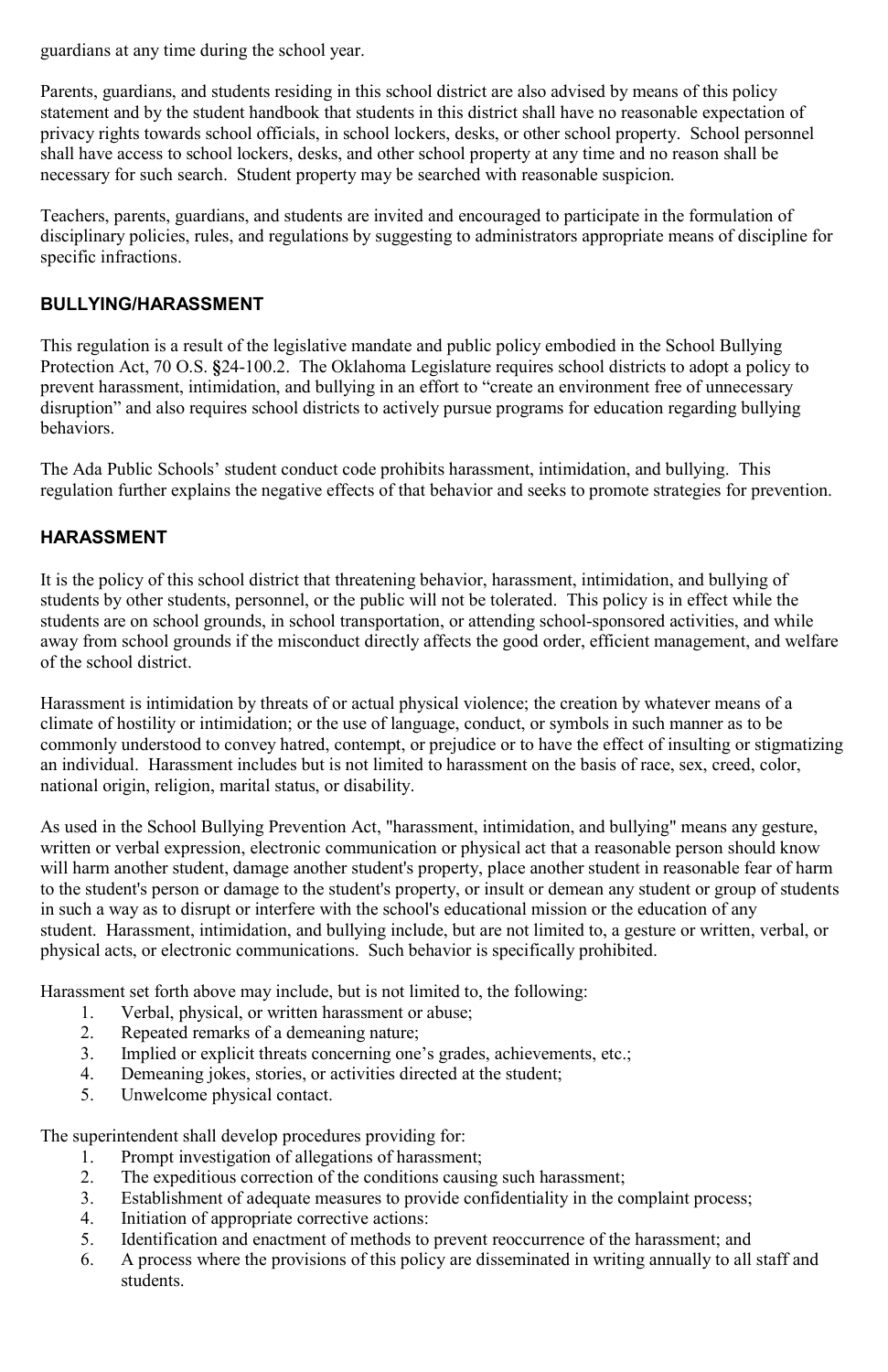guardians at any time during the school year.

Parents, guardians, and students residing in this school district are also advised by means of this policy statement and by the student handbook that students in this district shall have no reasonable expectation of privacy rights towards school officials, in school lockers, desks, or other school property. School personnel shall have access to school lockers, desks, and other school property at any time and no reason shall be necessary for such search. Student property may be searched with reasonable suspicion.

Teachers, parents, guardians, and students are invited and encouraged to participate in the formulation of disciplinary policies, rules, and regulations by suggesting to administrators appropriate means of discipline for specific infractions.

## BULLYING/HARASSMENT

This regulation is a result of the legislative mandate and public policy embodied in the School Bullying Protection Act, 70 O.S. §24-100.2. The Oklahoma Legislature requires school districts to adopt a policy to prevent harassment, intimidation, and bullying in an effort to "create an environment free of unnecessary disruption" and also requires school districts to actively pursue programs for education regarding bullying behaviors.

The Ada Public Schools' student conduct code prohibits harassment, intimidation, and bullying. This regulation further explains the negative effects of that behavior and seeks to promote strategies for prevention.

## HARASSMENT

It is the policy of this school district that threatening behavior, harassment, intimidation, and bullying of students by other students, personnel, or the public will not be tolerated. This policy is in effect while the students are on school grounds, in school transportation, or attending school-sponsored activities, and while away from school grounds if the misconduct directly affects the good order, efficient management, and welfare of the school district.

Harassment is intimidation by threats of or actual physical violence; the creation by whatever means of a climate of hostility or intimidation; or the use of language, conduct, or symbols in such manner as to be commonly understood to convey hatred, contempt, or prejudice or to have the effect of insulting or stigmatizing an individual. Harassment includes but is not limited to harassment on the basis of race, sex, creed, color, national origin, religion, marital status, or disability.

As used in the School Bullying Prevention Act, "harassment, intimidation, and bullying" means any gesture, written or verbal expression, electronic communication or physical act that a reasonable person should know will harm another student, damage another student's property, place another student in reasonable fear of harm to the student's person or damage to the student's property, or insult or demean any student or group of students in such a way as to disrupt or interfere with the school's educational mission or the education of any student. Harassment, intimidation, and bullying include, but are not limited to, a gesture or written, verbal, or physical acts, or electronic communications. Such behavior is specifically prohibited.

Harassment set forth above may include, but is not limited to, the following:

1. Verbal, physical, or written harassment or abuse;
2. Repeated remarks of a demeaning nature;
3. Implied or explicit threats concerning one's grades, achievements, etc.;
4. Demeaning jokes, stories, or activities directed at the student;
5. Unwelcome physical contact.

The superintendent shall develop procedures providing for:

1. Prompt investigation of allegations of harassment;
2. The expeditious correction of the conditions causing such harassment;
3. Establishment of adequate measures to provide confidentiality in the complaint process;
4. Initiation of appropriate corrective actions:
5. Identification and enactment of methods to prevent reoccurrence of the harassment; and
6. A process where the provisions of this policy are disseminated in writing annually to all staff and students.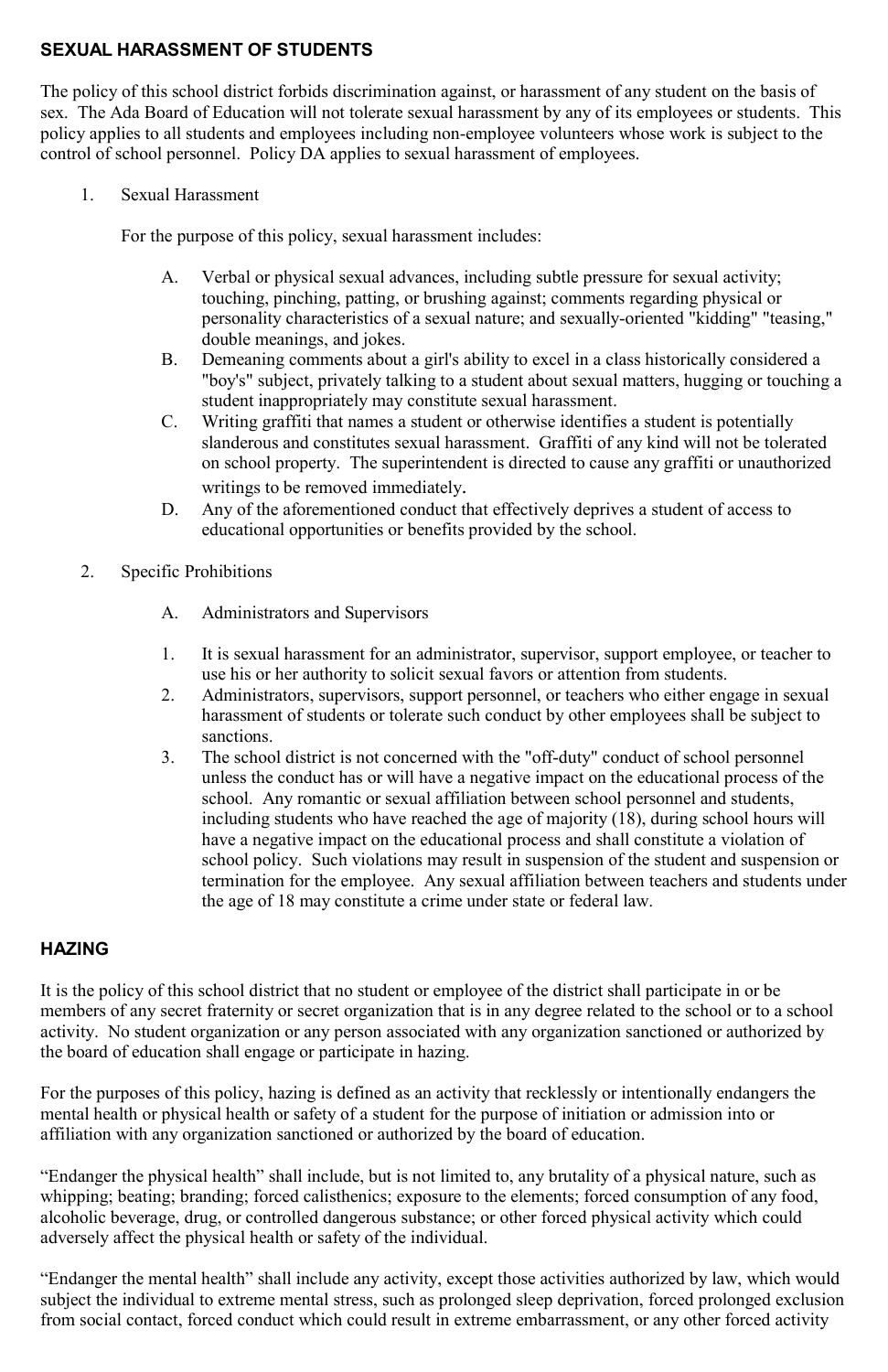## SEXUAL HARASSMENT OF STUDENTS

The policy of this school district forbids discrimination against, or harassment of any student on the basis of sex. The Ada Board of Education will not tolerate sexual harassment by any of its employees or students. This policy applies to all students and employees including non-employee volunteers whose work is subject to the control of school personnel. Policy DA applies to sexual harassment of employees.

1. Sexual Harassment

   For the purpose of this policy, sexual harassment includes:

   A. Verbal or physical sexual advances, including subtle pressure for sexual activity; touching, pinching, patting, or brushing against; comments regarding physical or personality characteristics of a sexual nature; and sexually-oriented "kidding" "teasing," double meanings, and jokes.
   B. Demeaning comments about a girl's ability to excel in a class historically considered a "boy's" subject, privately talking to a student about sexual matters, hugging or touching a student inappropriately may constitute sexual harassment.
   C. Writing graffiti that names a student or otherwise identifies a student is potentially slanderous and constitutes sexual harassment. Graffiti of any kind will not be tolerated on school property. The superintendent is directed to cause any graffiti or unauthorized writings to be removed immediately**.**
   D. Any of the aforementioned conduct that effectively deprives a student of access to educational opportunities or benefits provided by the school.

2. Specific Prohibitions

   A. Administrators and Supervisors

   1. It is sexual harassment for an administrator, supervisor, support employee, or teacher to use his or her authority to solicit sexual favors or attention from students.
   2. Administrators, supervisors, support personnel, or teachers who either engage in sexual harassment of students or tolerate such conduct by other employees shall be subject to sanctions.
   3. The school district is not concerned with the "off-duty" conduct of school personnel unless the conduct has or will have a negative impact on the educational process of the school. Any romantic or sexual affiliation between school personnel and students, including students who have reached the age of majority (18), during school hours will have a negative impact on the educational process and shall constitute a violation of school policy. Such violations may result in suspension of the student and suspension or termination for the employee. Any sexual affiliation between teachers and students under the age of 18 may constitute a crime under state or federal law.

## HAZING

It is the policy of this school district that no student or employee of the district shall participate in or be members of any secret fraternity or secret organization that is in any degree related to the school or to a school activity. No student organization or any person associated with any organization sanctioned or authorized by the board of education shall engage or participate in hazing.

For the purposes of this policy, hazing is defined as an activity that recklessly or intentionally endangers the mental health or physical health or safety of a student for the purpose of initiation or admission into or affiliation with any organization sanctioned or authorized by the board of education.

"Endanger the physical health" shall include, but is not limited to, any brutality of a physical nature, such as whipping; beating; branding; forced calisthenics; exposure to the elements; forced consumption of any food, alcoholic beverage, drug, or controlled dangerous substance; or other forced physical activity which could adversely affect the physical health or safety of the individual.

"Endanger the mental health" shall include any activity, except those activities authorized by law, which would subject the individual to extreme mental stress, such as prolonged sleep deprivation, forced prolonged exclusion from social contact, forced conduct which could result in extreme embarrassment, or any other forced activity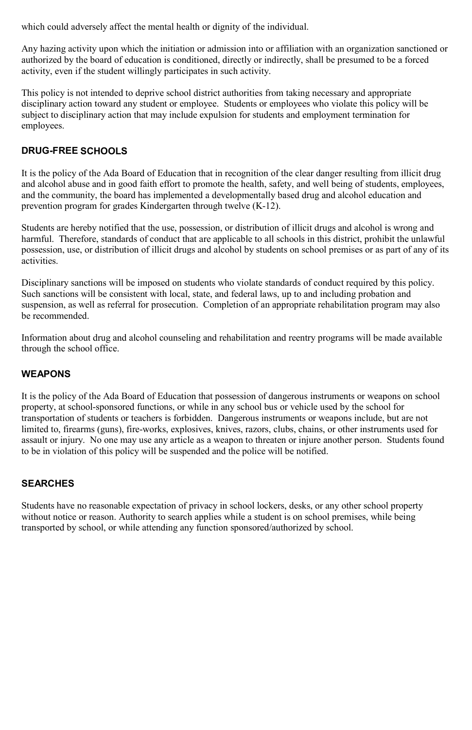which could adversely affect the mental health or dignity of the individual.

Any hazing activity upon which the initiation or admission into or affiliation with an organization sanctioned or authorized by the board of education is conditioned, directly or indirectly, shall be presumed to be a forced activity, even if the student willingly participates in such activity.

This policy is not intended to deprive school district authorities from taking necessary and appropriate disciplinary action toward any student or employee. Students or employees who violate this policy will be subject to disciplinary action that may include expulsion for students and employment termination for employees.

## DRUG-FREE SCHOOLS

It is the policy of the Ada Board of Education that in recognition of the clear danger resulting from illicit drug and alcohol abuse and in good faith effort to promote the health, safety, and well being of students, employees, and the community, the board has implemented a developmentally based drug and alcohol education and prevention program for grades Kindergarten through twelve (K-12).

Students are hereby notified that the use, possession, or distribution of illicit drugs and alcohol is wrong and harmful. Therefore, standards of conduct that are applicable to all schools in this district, prohibit the unlawful possession, use, or distribution of illicit drugs and alcohol by students on school premises or as part of any of its activities.

Disciplinary sanctions will be imposed on students who violate standards of conduct required by this policy. Such sanctions will be consistent with local, state, and federal laws, up to and including probation and suspension, as well as referral for prosecution. Completion of an appropriate rehabilitation program may also be recommended.

Information about drug and alcohol counseling and rehabilitation and reentry programs will be made available through the school office.

## WEAPONS

It is the policy of the Ada Board of Education that possession of dangerous instruments or weapons on school property, at school-sponsored functions, or while in any school bus or vehicle used by the school for transportation of students or teachers is forbidden. Dangerous instruments or weapons include, but are not limited to, firearms (guns), fire-works, explosives, knives, razors, clubs, chains, or other instruments used for assault or injury. No one may use any article as a weapon to threaten or injure another person. Students found to be in violation of this policy will be suspended and the police will be notified.

## SEARCHES

Students have no reasonable expectation of privacy in school lockers, desks, or any other school property without notice or reason. Authority to search applies while a student is on school premises, while being transported by school, or while attending any function sponsored/authorized by school.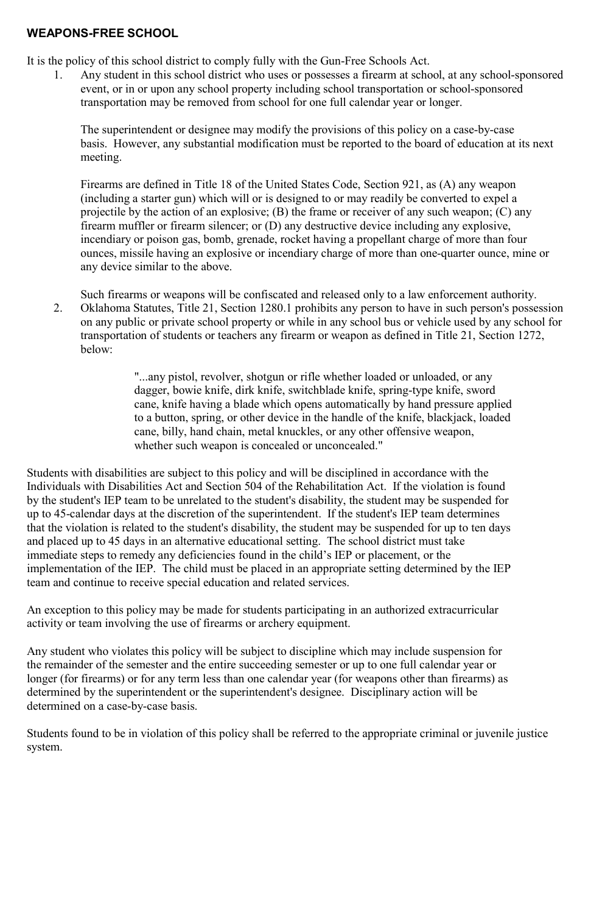**WEAPONS-FREE SCHOOL**

It is the policy of this school district to comply fully with the Gun-Free Schools Act.

1. Any student in this school district who uses or possesses a firearm at school, at any school-sponsored event, or in or upon any school property including school transportation or school-sponsored transportation may be removed from school for one full calendar year or longer.

   The superintendent or designee may modify the provisions of this policy on a case-by-case basis. However, any substantial modification must be reported to the board of education at its next meeting.

   Firearms are defined in Title 18 of the United States Code, Section 921, as (A) any weapon (including a starter gun) which will or is designed to or may readily be converted to expel a projectile by the action of an explosive; (B) the frame or receiver of any such weapon; (C) any firearm muffler or firearm silencer; or (D) any destructive device including any explosive, incendiary or poison gas, bomb, grenade, rocket having a propellant charge of more than four ounces, missile having an explosive or incendiary charge of more than one-quarter ounce, mine or any device similar to the above.

   Such firearms or weapons will be confiscated and released only to a law enforcement authority.

2. Oklahoma Statutes, Title 21, Section 1280.1 prohibits any person to have in such person's possession on any public or private school property or while in any school bus or vehicle used by any school for transportation of students or teachers any firearm or weapon as defined in Title 21, Section 1272, below:

   > "...any pistol, revolver, shotgun or rifle whether loaded or unloaded, or any dagger, bowie knife, dirk knife, switchblade knife, spring-type knife, sword cane, knife having a blade which opens automatically by hand pressure applied to a button, spring, or other device in the handle of the knife, blackjack, loaded cane, billy, hand chain, metal knuckles, or any other offensive weapon, whether such weapon is concealed or unconcealed."

Students with disabilities are subject to this policy and will be disciplined in accordance with the Individuals with Disabilities Act and Section 504 of the Rehabilitation Act. If the violation is found by the student's IEP team to be unrelated to the student's disability, the student may be suspended for up to 45-calendar days at the discretion of the superintendent. If the student's IEP team determines that the violation is related to the student's disability, the student may be suspended for up to ten days and placed up to 45 days in an alternative educational setting. The school district must take immediate steps to remedy any deficiencies found in the child's IEP or placement, or the implementation of the IEP. The child must be placed in an appropriate setting determined by the IEP team and continue to receive special education and related services.

An exception to this policy may be made for students participating in an authorized extracurricular activity or team involving the use of firearms or archery equipment.

Any student who violates this policy will be subject to discipline which may include suspension for the remainder of the semester and the entire succeeding semester or up to one full calendar year or longer (for firearms) or for any term less than one calendar year (for weapons other than firearms) as determined by the superintendent or the superintendent's designee. Disciplinary action will be determined on a case-by-case basis.

Students found to be in violation of this policy shall be referred to the appropriate criminal or juvenile justice system.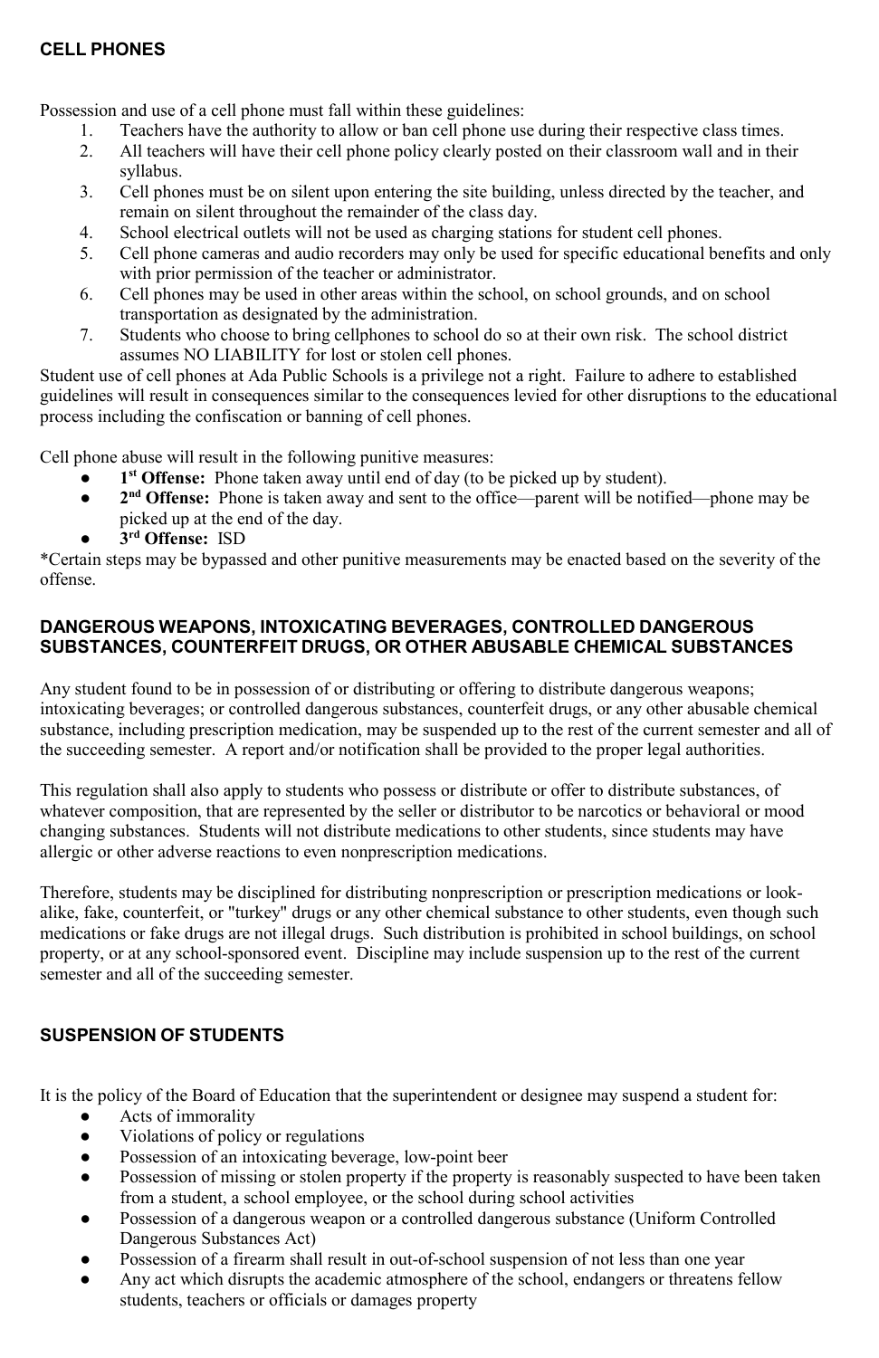## CELL PHONES

Possession and use of a cell phone must fall within these guidelines:

1. Teachers have the authority to allow or ban cell phone use during their respective class times.
2. All teachers will have their cell phone policy clearly posted on their classroom wall and in their syllabus.
3. Cell phones must be on silent upon entering the site building, unless directed by the teacher, and remain on silent throughout the remainder of the class day.
4. School electrical outlets will not be used as charging stations for student cell phones.
5. Cell phone cameras and audio recorders may only be used for specific educational benefits and only with prior permission of the teacher or administrator.
6. Cell phones may be used in other areas within the school, on school grounds, and on school transportation as designated by the administration.
7. Students who choose to bring cellphones to school do so at their own risk. The school district assumes NO LIABILITY for lost or stolen cell phones.

Student use of cell phones at Ada Public Schools is a privilege not a right. Failure to adhere to established guidelines will result in consequences similar to the consequences levied for other disruptions to the educational process including the confiscation or banning of cell phones.

Cell phone abuse will result in the following punitive measures:

- **1st Offense:** Phone taken away until end of day (to be picked up by student).
- **2nd Offense:** Phone is taken away and sent to the office—parent will be notified—phone may be picked up at the end of the day.
- **3rd Offense:** ISD

*Certain steps may be bypassed and other punitive measurements may be enacted based on the severity of the offense.

## DANGEROUS WEAPONS, INTOXICATING BEVERAGES, CONTROLLED DANGEROUS SUBSTANCES, COUNTERFEIT DRUGS, OR OTHER ABUSABLE CHEMICAL SUBSTANCES

Any student found to be in possession of or distributing or offering to distribute dangerous weapons; intoxicating beverages; or controlled dangerous substances, counterfeit drugs, or any other abusable chemical substance, including prescription medication, may be suspended up to the rest of the current semester and all of the succeeding semester. A report and/or notification shall be provided to the proper legal authorities.

This regulation shall also apply to students who possess or distribute or offer to distribute substances, of whatever composition, that are represented by the seller or distributor to be narcotics or behavioral or mood changing substances. Students will not distribute medications to other students, since students may have allergic or other adverse reactions to even nonprescription medications.

Therefore, students may be disciplined for distributing nonprescription or prescription medications or look-alike, fake, counterfeit, or "turkey" drugs or any other chemical substance to other students, even though such medications or fake drugs are not illegal drugs. Such distribution is prohibited in school buildings, on school property, or at any school-sponsored event. Discipline may include suspension up to the rest of the current semester and all of the succeeding semester.

## SUSPENSION OF STUDENTS

It is the policy of the Board of Education that the superintendent or designee may suspend a student for:

- Acts of immorality
- Violations of policy or regulations
- Possession of an intoxicating beverage, low-point beer
- Possession of missing or stolen property if the property is reasonably suspected to have been taken from a student, a school employee, or the school during school activities
- Possession of a dangerous weapon or a controlled dangerous substance (Uniform Controlled Dangerous Substances Act)
- Possession of a firearm shall result in out-of-school suspension of not less than one year
- Any act which disrupts the academic atmosphere of the school, endangers or threatens fellow students, teachers or officials or damages property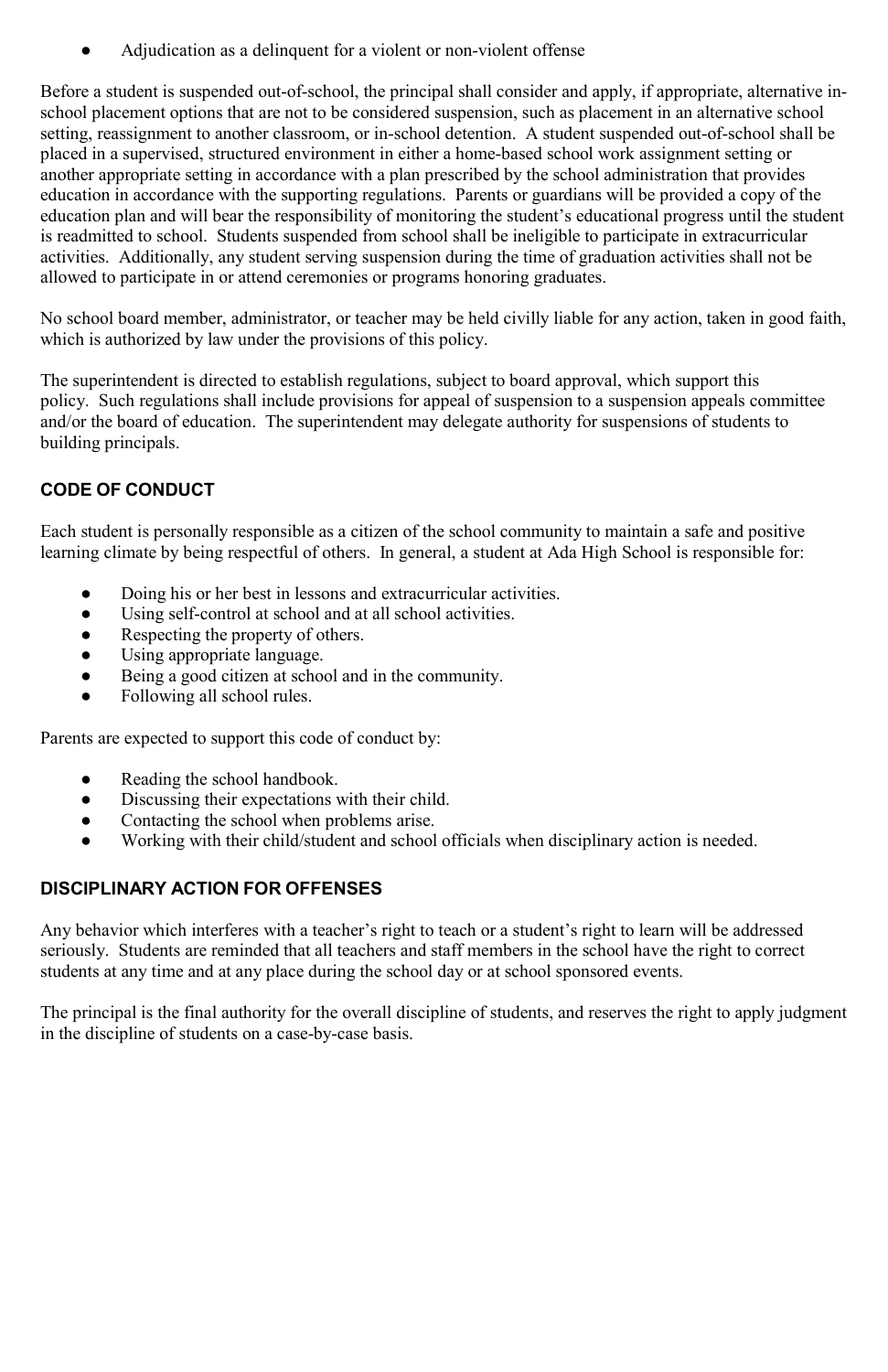- Adjudication as a delinquent for a violent or non-violent offense

Before a student is suspended out-of-school, the principal shall consider and apply, if appropriate, alternative in-school placement options that are not to be considered suspension, such as placement in an alternative school setting, reassignment to another classroom, or in-school detention. A student suspended out-of-school shall be placed in a supervised, structured environment in either a home-based school work assignment setting or another appropriate setting in accordance with a plan prescribed by the school administration that provides education in accordance with the supporting regulations. Parents or guardians will be provided a copy of the education plan and will bear the responsibility of monitoring the student's educational progress until the student is readmitted to school. Students suspended from school shall be ineligible to participate in extracurricular activities. Additionally, any student serving suspension during the time of graduation activities shall not be allowed to participate in or attend ceremonies or programs honoring graduates.

No school board member, administrator, or teacher may be held civilly liable for any action, taken in good faith, which is authorized by law under the provisions of this policy.

The superintendent is directed to establish regulations, subject to board approval, which support this policy. Such regulations shall include provisions for appeal of suspension to a suspension appeals committee and/or the board of education. The superintendent may delegate authority for suspensions of students to building principals.

## CODE OF CONDUCT

Each student is personally responsible as a citizen of the school community to maintain a safe and positive learning climate by being respectful of others. In general, a student at Ada High School is responsible for:

- Doing his or her best in lessons and extracurricular activities.
- Using self-control at school and at all school activities.
- Respecting the property of others.
- Using appropriate language.
- Being a good citizen at school and in the community.
- Following all school rules.

Parents are expected to support this code of conduct by:

- Reading the school handbook.
- Discussing their expectations with their child.
- Contacting the school when problems arise.
- Working with their child/student and school officials when disciplinary action is needed.

## DISCIPLINARY ACTION FOR OFFENSES

Any behavior which interferes with a teacher's right to teach or a student's right to learn will be addressed seriously. Students are reminded that all teachers and staff members in the school have the right to correct students at any time and at any place during the school day or at school sponsored events.

The principal is the final authority for the overall discipline of students, and reserves the right to apply judgment in the discipline of students on a case-by-case basis.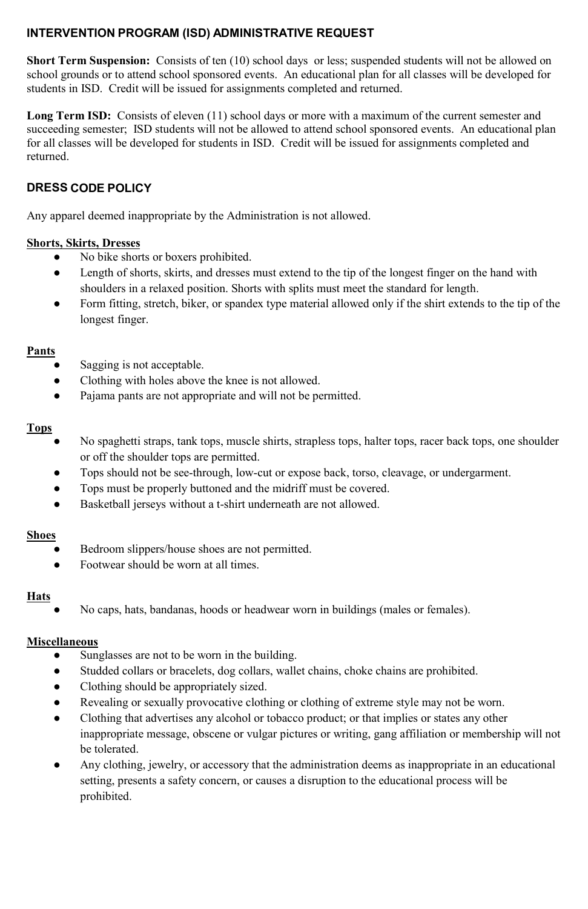## INTERVENTION PROGRAM (ISD) ADMINISTRATIVE REQUEST

**Short Term Suspension:** Consists of ten (10) school days or less; suspended students will not be allowed on school grounds or to attend school sponsored events. An educational plan for all classes will be developed for students in ISD. Credit will be issued for assignments completed and returned.

**Long Term ISD:** Consists of eleven (11) school days or more with a maximum of the current semester and succeeding semester; ISD students will not be allowed to attend school sponsored events. An educational plan for all classes will be developed for students in ISD. Credit will be issued for assignments completed and returned.

## DRESS CODE POLICY

Any apparel deemed inappropriate by the Administration is not allowed.

**Shorts, Skirts, Dresses**

- No bike shorts or boxers prohibited.
- Length of shorts, skirts, and dresses must extend to the tip of the longest finger on the hand with shoulders in a relaxed position. Shorts with splits must meet the standard for length.
- Form fitting, stretch, biker, or spandex type material allowed only if the shirt extends to the tip of the longest finger.

**Pants**

- Sagging is not acceptable.
- Clothing with holes above the knee is not allowed.
- Pajama pants are not appropriate and will not be permitted.

**Tops**

- No spaghetti straps, tank tops, muscle shirts, strapless tops, halter tops, racer back tops, one shoulder or off the shoulder tops are permitted.
- Tops should not be see-through, low-cut or expose back, torso, cleavage, or undergarment.
- Tops must be properly buttoned and the midriff must be covered.
- Basketball jerseys without a t-shirt underneath are not allowed.

**Shoes**

- Bedroom slippers/house shoes are not permitted.
- Footwear should be worn at all times.

**Hats**

- No caps, hats, bandanas, hoods or headwear worn in buildings (males or females).

**Miscellaneous**

- Sunglasses are not to be worn in the building.
- Studded collars or bracelets, dog collars, wallet chains, choke chains are prohibited.
- Clothing should be appropriately sized.
- Revealing or sexually provocative clothing or clothing of extreme style may not be worn.
- Clothing that advertises any alcohol or tobacco product; or that implies or states any other inappropriate message, obscene or vulgar pictures or writing, gang affiliation or membership will not be tolerated.
- Any clothing, jewelry, or accessory that the administration deems as inappropriate in an educational setting, presents a safety concern, or causes a disruption to the educational process will be prohibited.